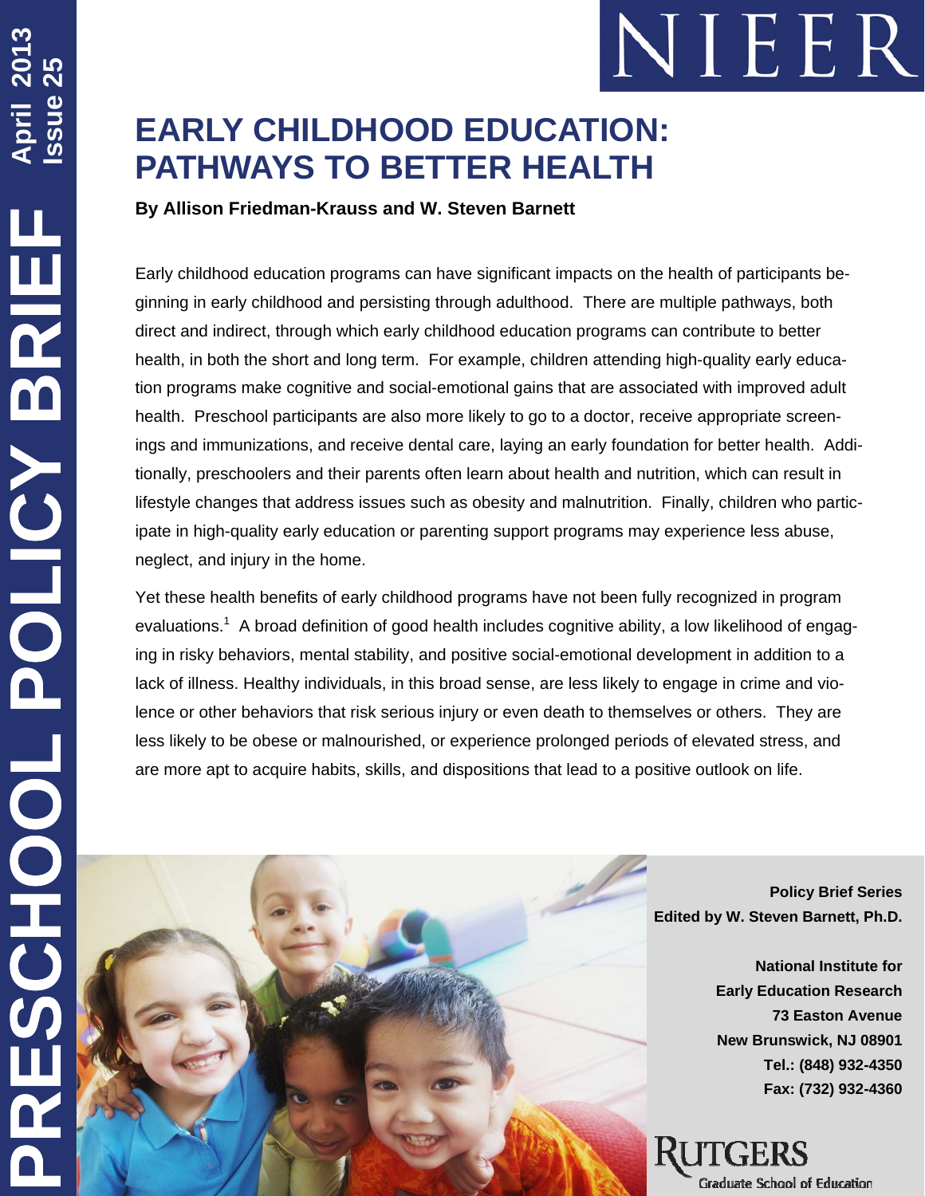PRESCHOOL POLICY BRIEF

April 2013
Issue 25

NIEER

# EARLY CHILDHOOD EDUCATION: PATHWAYS TO BETTER HEALTH

**By Allison Friedman-Krauss and W. Steven Barnett**

Early childhood education programs can have significant impacts on the health of participants beginning in early childhood and persisting through adulthood. There are multiple pathways, both direct and indirect, through which early childhood education programs can contribute to better health, in both the short and long term. For example, children attending high-quality early education programs make cognitive and social-emotional gains that are associated with improved adult health. Preschool participants are also more likely to go to a doctor, receive appropriate screenings and immunizations, and receive dental care, laying an early foundation for better health. Additionally, preschoolers and their parents often learn about health and nutrition, which can result in lifestyle changes that address issues such as obesity and malnutrition. Finally, children who participate in high-quality early education or parenting support programs may experience less abuse, neglect, and injury in the home.

Yet these health benefits of early childhood programs have not been fully recognized in program evaluations.[1] A broad definition of good health includes cognitive ability, a low likelihood of engaging in risky behaviors, mental stability, and positive social-emotional development in addition to a lack of illness. Healthy individuals, in this broad sense, are less likely to engage in crime and violence or other behaviors that risk serious injury or even death to themselves or others. They are less likely to be obese or malnourished, or experience prolonged periods of elevated stress, and are more apt to acquire habits, skills, and dispositions that lead to a positive outlook on life.

**Policy Brief Series**
**Edited by W. Steven Barnett, Ph.D.**

**National Institute for Early Education Research**
**73 Easton Avenue**
**New Brunswick, NJ 08901**
**Tel.: (848) 932-4350**
**Fax: (732) 932-4360**

RUTGERS
Graduate School of Education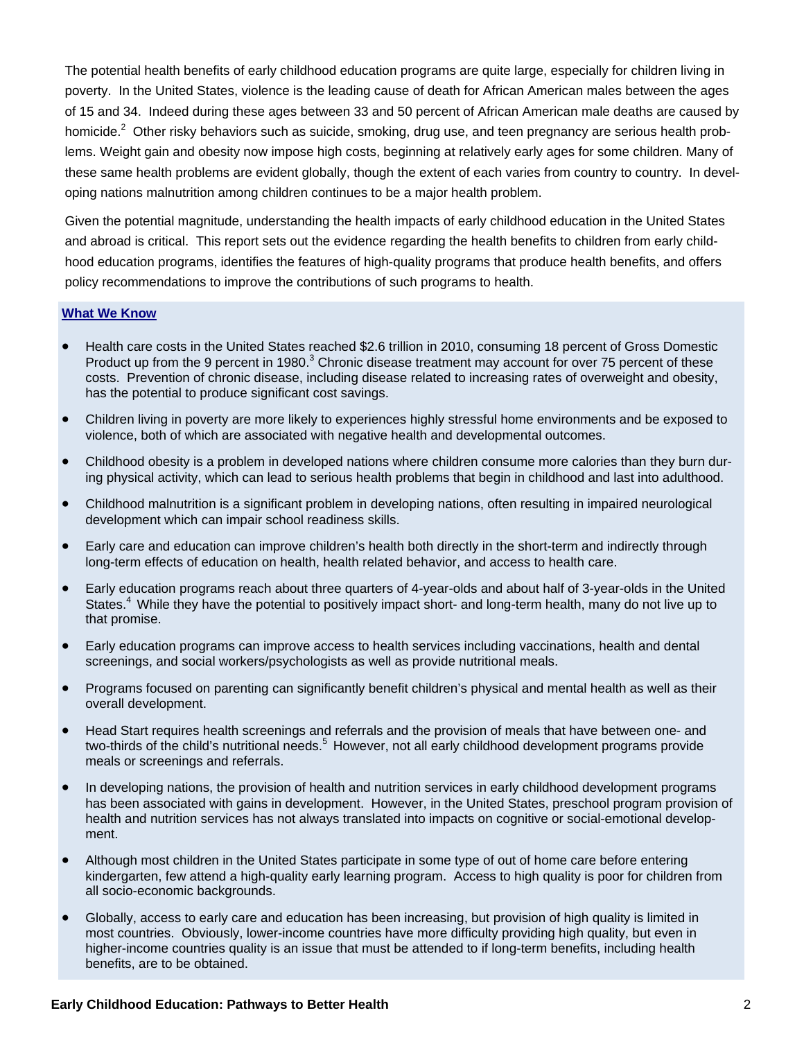The potential health benefits of early childhood education programs are quite large, especially for children living in poverty. In the United States, violence is the leading cause of death for African American males between the ages of 15 and 34. Indeed during these ages between 33 and 50 percent of African American male deaths are caused by homicide.[2] Other risky behaviors such as suicide, smoking, drug use, and teen pregnancy are serious health problems. Weight gain and obesity now impose high costs, beginning at relatively early ages for some children. Many of these same health problems are evident globally, though the extent of each varies from country to country. In developing nations malnutrition among children continues to be a major health problem.

Given the potential magnitude, understanding the health impacts of early childhood education in the United States and abroad is critical. This report sets out the evidence regarding the health benefits to children from early childhood education programs, identifies the features of high-quality programs that produce health benefits, and offers policy recommendations to improve the contributions of such programs to health.

**What We Know**

- Health care costs in the United States reached $2.6 trillion in 2010, consuming 18 percent of Gross Domestic Product up from the 9 percent in 1980.[3] Chronic disease treatment may account for over 75 percent of these costs. Prevention of chronic disease, including disease related to increasing rates of overweight and obesity, has the potential to produce significant cost savings.
- Children living in poverty are more likely to experiences highly stressful home environments and be exposed to violence, both of which are associated with negative health and developmental outcomes.
- Childhood obesity is a problem in developed nations where children consume more calories than they burn during physical activity, which can lead to serious health problems that begin in childhood and last into adulthood.
- Childhood malnutrition is a significant problem in developing nations, often resulting in impaired neurological development which can impair school readiness skills.
- Early care and education can improve children's health both directly in the short-term and indirectly through long-term effects of education on health, health related behavior, and access to health care.
- Early education programs reach about three quarters of 4-year-olds and about half of 3-year-olds in the United States.[4] While they have the potential to positively impact short- and long-term health, many do not live up to that promise.
- Early education programs can improve access to health services including vaccinations, health and dental screenings, and social workers/psychologists as well as provide nutritional meals.
- Programs focused on parenting can significantly benefit children's physical and mental health as well as their overall development.
- Head Start requires health screenings and referrals and the provision of meals that have between one- and two-thirds of the child's nutritional needs.[5] However, not all early childhood development programs provide meals or screenings and referrals.
- In developing nations, the provision of health and nutrition services in early childhood development programs has been associated with gains in development. However, in the United States, preschool program provision of health and nutrition services has not always translated into impacts on cognitive or social-emotional development.
- Although most children in the United States participate in some type of out of home care before entering kindergarten, few attend a high-quality early learning program. Access to high quality is poor for children from all socio-economic backgrounds.
- Globally, access to early care and education has been increasing, but provision of high quality is limited in most countries. Obviously, lower-income countries have more difficulty providing high quality, but even in higher-income countries quality is an issue that must be attended to if long-term benefits, including health benefits, are to be obtained.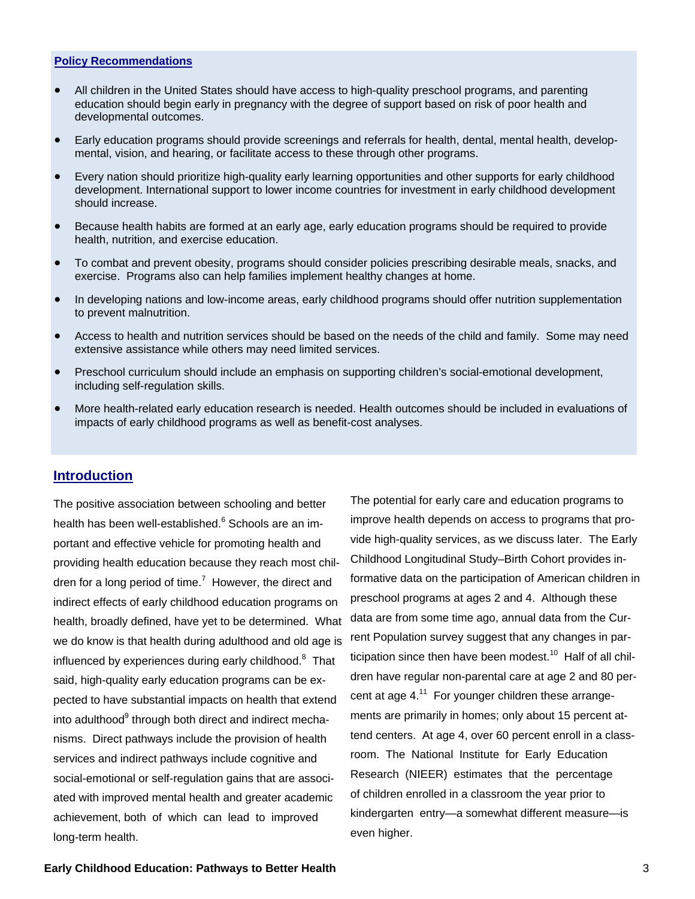### Policy Recommendations

- All children in the United States should have access to high-quality preschool programs, and parenting education should begin early in pregnancy with the degree of support based on risk of poor health and developmental outcomes.
- Early education programs should provide screenings and referrals for health, dental, mental health, developmental, vision, and hearing, or facilitate access to these through other programs.
- Every nation should prioritize high-quality early learning opportunities and other supports for early childhood development. International support to lower income countries for investment in early childhood development should increase.
- Because health habits are formed at an early age, early education programs should be required to provide health, nutrition, and exercise education.
- To combat and prevent obesity, programs should consider policies prescribing desirable meals, snacks, and exercise. Programs also can help families implement healthy changes at home.
- In developing nations and low-income areas, early childhood programs should offer nutrition supplementation to prevent malnutrition.
- Access to health and nutrition services should be based on the needs of the child and family. Some may need extensive assistance while others may need limited services.
- Preschool curriculum should include an emphasis on supporting children's social-emotional development, including self-regulation skills.
- More health-related early education research is needed. Health outcomes should be included in evaluations of impacts of early childhood programs as well as benefit-cost analyses.

## Introduction

The positive association between schooling and better health has been well-established.[6] Schools are an important and effective vehicle for promoting health and providing health education because they reach most children for a long period of time.[7] However, the direct and indirect effects of early childhood education programs on health, broadly defined, have yet to be determined. What we do know is that health during adulthood and old age is influenced by experiences during early childhood.[8] That said, high-quality early education programs can be expected to have substantial impacts on health that extend into adulthood[9] through both direct and indirect mechanisms. Direct pathways include the provision of health services and indirect pathways include cognitive and social-emotional or self-regulation gains that are associated with improved mental health and greater academic achievement, both of which can lead to improved long-term health.

The potential for early care and education programs to improve health depends on access to programs that provide high-quality services, as we discuss later. The Early Childhood Longitudinal Study–Birth Cohort provides informative data on the participation of American children in preschool programs at ages 2 and 4. Although these data are from some time ago, annual data from the Current Population survey suggest that any changes in participation since then have been modest.[10] Half of all children have regular non-parental care at age 2 and 80 percent at age 4.[11] For younger children these arrangements are primarily in homes; only about 15 percent attend centers. At age 4, over 60 percent enroll in a classroom. The National Institute for Early Education Research (NIEER) estimates that the percentage of children enrolled in a classroom the year prior to kindergarten entry—a somewhat different measure—is even higher.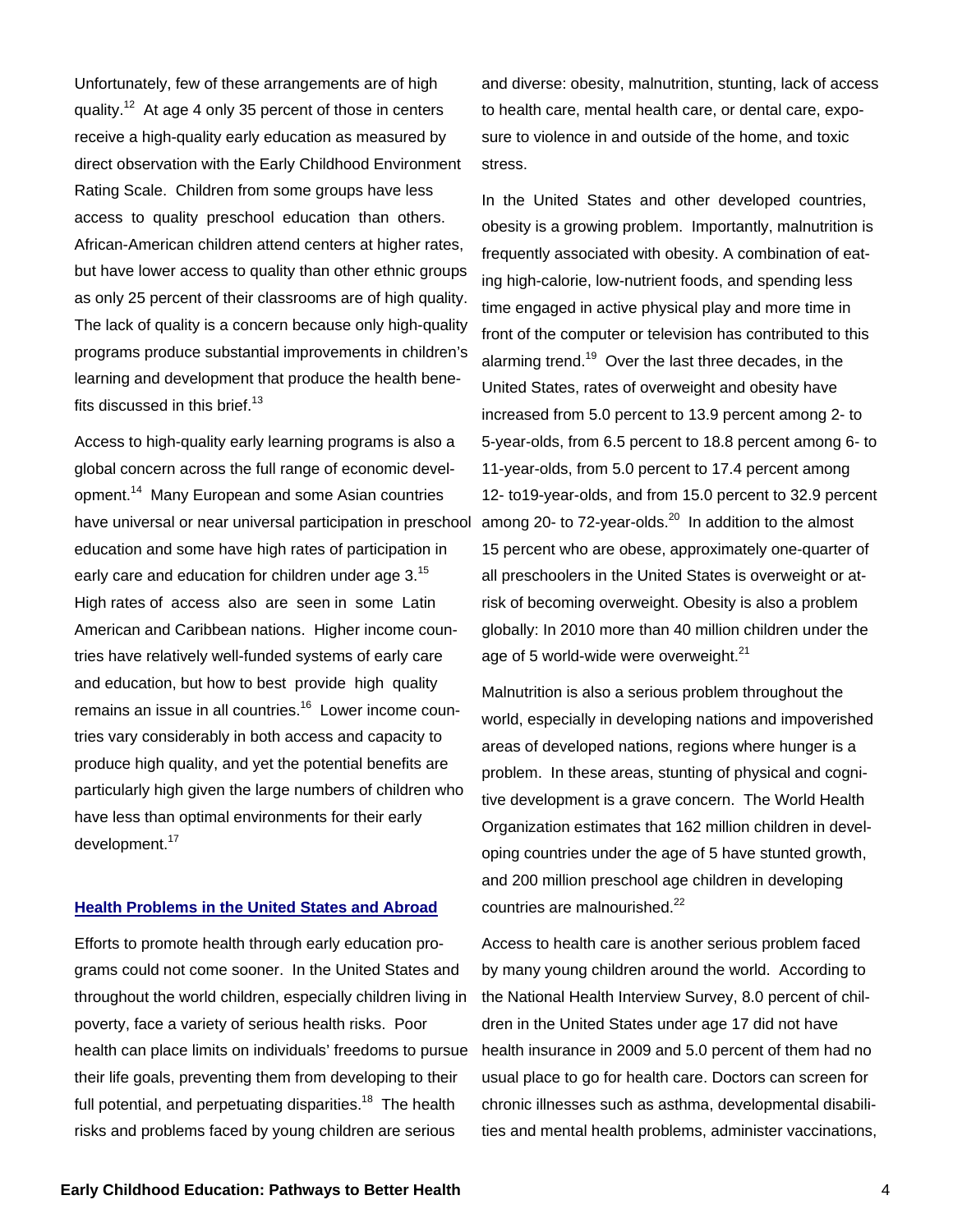Unfortunately, few of these arrangements are of high quality.[12] At age 4 only 35 percent of those in centers receive a high-quality early education as measured by direct observation with the Early Childhood Environment Rating Scale. Children from some groups have less access to quality preschool education than others. African-American children attend centers at higher rates, but have lower access to quality than other ethnic groups as only 25 percent of their classrooms are of high quality. The lack of quality is a concern because only high-quality programs produce substantial improvements in children's learning and development that produce the health benefits discussed in this brief.[13]

Access to high-quality early learning programs is also a global concern across the full range of economic development.[14] Many European and some Asian countries have universal or near universal participation in preschool education and some have high rates of participation in early care and education for children under age 3.[15] High rates of access also are seen in some Latin American and Caribbean nations. Higher income countries have relatively well-funded systems of early care and education, but how to best provide high quality remains an issue in all countries.[16] Lower income countries vary considerably in both access and capacity to produce high quality, and yet the potential benefits are particularly high given the large numbers of children who have less than optimal environments for their early development.[17]

## Health Problems in the United States and Abroad

Efforts to promote health through early education programs could not come sooner. In the United States and throughout the world children, especially children living in poverty, face a variety of serious health risks. Poor health can place limits on individuals' freedoms to pursue their life goals, preventing them from developing to their full potential, and perpetuating disparities.[18] The health risks and problems faced by young children are serious and diverse: obesity, malnutrition, stunting, lack of access to health care, mental health care, or dental care, exposure to violence in and outside of the home, and toxic stress.

In the United States and other developed countries, obesity is a growing problem. Importantly, malnutrition is frequently associated with obesity. A combination of eating high-calorie, low-nutrient foods, and spending less time engaged in active physical play and more time in front of the computer or television has contributed to this alarming trend.[19] Over the last three decades, in the United States, rates of overweight and obesity have increased from 5.0 percent to 13.9 percent among 2- to 5-year-olds, from 6.5 percent to 18.8 percent among 6- to 11-year-olds, from 5.0 percent to 17.4 percent among 12- to19-year-olds, and from 15.0 percent to 32.9 percent among 20- to 72-year-olds.[20] In addition to the almost 15 percent who are obese, approximately one-quarter of all preschoolers in the United States is overweight or at-risk of becoming overweight. Obesity is also a problem globally: In 2010 more than 40 million children under the age of 5 world-wide were overweight.[21]

Malnutrition is also a serious problem throughout the world, especially in developing nations and impoverished areas of developed nations, regions where hunger is a problem. In these areas, stunting of physical and cognitive development is a grave concern. The World Health Organization estimates that 162 million children in developing countries under the age of 5 have stunted growth, and 200 million preschool age children in developing countries are malnourished.[22]

Access to health care is another serious problem faced by many young children around the world. According to the National Health Interview Survey, 8.0 percent of children in the United States under age 17 did not have health insurance in 2009 and 5.0 percent of them had no usual place to go for health care. Doctors can screen for chronic illnesses such as asthma, developmental disabilities and mental health problems, administer vaccinations,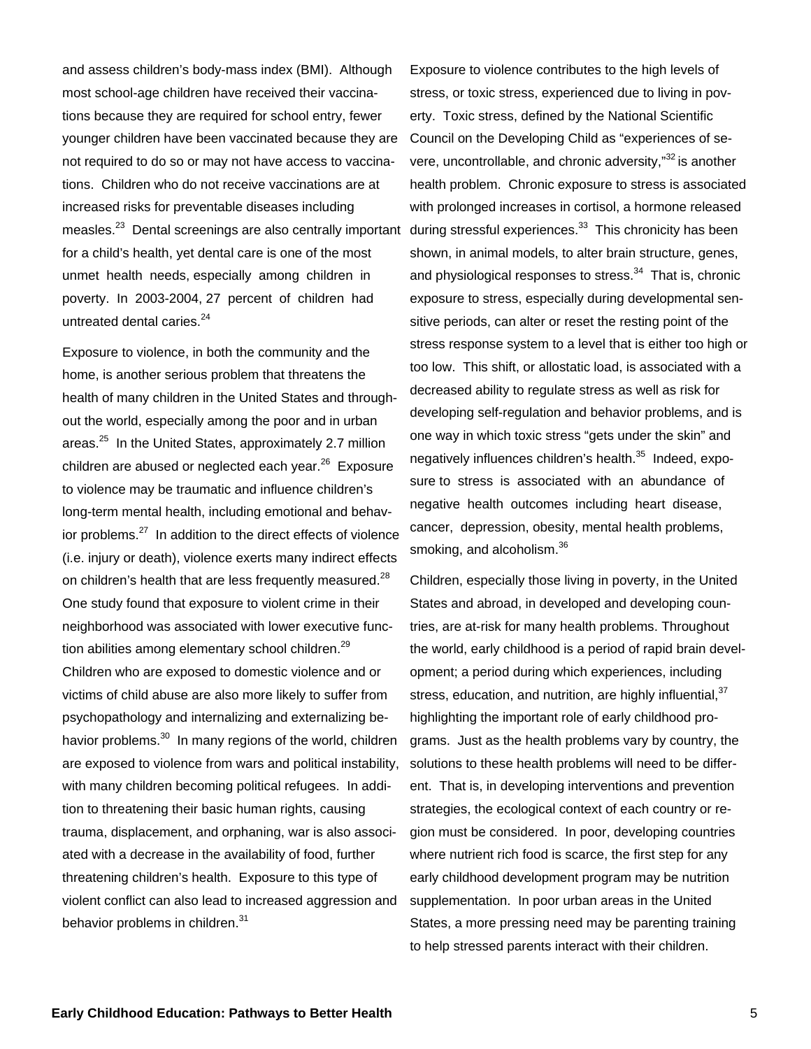and assess children's body-mass index (BMI). Although most school-age children have received their vaccinations because they are required for school entry, fewer younger children have been vaccinated because they are not required to do so or may not have access to vaccinations. Children who do not receive vaccinations are at increased risks for preventable diseases including measles.[23] Dental screenings are also centrally important for a child's health, yet dental care is one of the most unmet health needs, especially among children in poverty. In 2003-2004, 27 percent of children had untreated dental caries.[24]

Exposure to violence, in both the community and the home, is another serious problem that threatens the health of many children in the United States and throughout the world, especially among the poor and in urban areas.[25] In the United States, approximately 2.7 million children are abused or neglected each year.[26] Exposure to violence may be traumatic and influence children's long-term mental health, including emotional and behavior problems.[27] In addition to the direct effects of violence (i.e. injury or death), violence exerts many indirect effects on children's health that are less frequently measured.[28] One study found that exposure to violent crime in their neighborhood was associated with lower executive function abilities among elementary school children.[29] Children who are exposed to domestic violence and or victims of child abuse are also more likely to suffer from psychopathology and internalizing and externalizing behavior problems.[30] In many regions of the world, children are exposed to violence from wars and political instability, with many children becoming political refugees. In addition to threatening their basic human rights, causing trauma, displacement, and orphaning, war is also associated with a decrease in the availability of food, further threatening children's health. Exposure to this type of violent conflict can also lead to increased aggression and behavior problems in children.[31]

Exposure to violence contributes to the high levels of stress, or toxic stress, experienced due to living in poverty. Toxic stress, defined by the National Scientific Council on the Developing Child as "experiences of severe, uncontrollable, and chronic adversity,"[32] is another health problem. Chronic exposure to stress is associated with prolonged increases in cortisol, a hormone released during stressful experiences.[33] This chronicity has been shown, in animal models, to alter brain structure, genes, and physiological responses to stress.[34] That is, chronic exposure to stress, especially during developmental sensitive periods, can alter or reset the resting point of the stress response system to a level that is either too high or too low. This shift, or allostatic load, is associated with a decreased ability to regulate stress as well as risk for developing self-regulation and behavior problems, and is one way in which toxic stress "gets under the skin" and negatively influences children's health.[35] Indeed, exposure to stress is associated with an abundance of negative health outcomes including heart disease, cancer, depression, obesity, mental health problems, smoking, and alcoholism.[36]

Children, especially those living in poverty, in the United States and abroad, in developed and developing countries, are at-risk for many health problems. Throughout the world, early childhood is a period of rapid brain development; a period during which experiences, including stress, education, and nutrition, are highly influential,[37] highlighting the important role of early childhood programs. Just as the health problems vary by country, the solutions to these health problems will need to be different. That is, in developing interventions and prevention strategies, the ecological context of each country or region must be considered. In poor, developing countries where nutrient rich food is scarce, the first step for any early childhood development program may be nutrition supplementation. In poor urban areas in the United States, a more pressing need may be parenting training to help stressed parents interact with their children.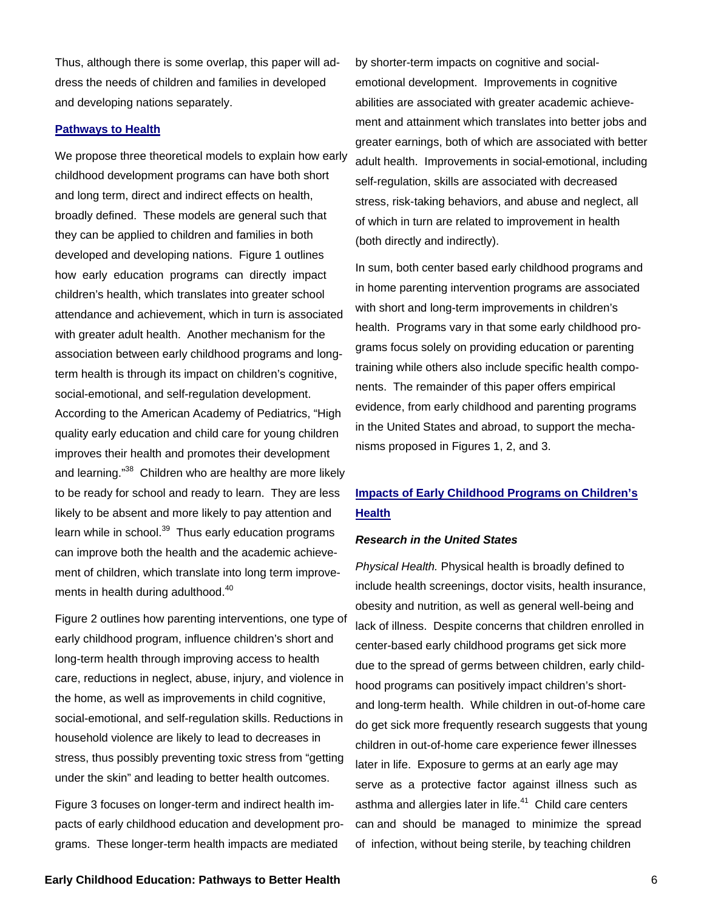Thus, although there is some overlap, this paper will address the needs of children and families in developed and developing nations separately.

## Pathways to Health

We propose three theoretical models to explain how early childhood development programs can have both short and long term, direct and indirect effects on health, broadly defined. These models are general such that they can be applied to children and families in both developed and developing nations. Figure 1 outlines how early education programs can directly impact children's health, which translates into greater school attendance and achievement, which in turn is associated with greater adult health. Another mechanism for the association between early childhood programs and long-term health is through its impact on children's cognitive, social-emotional, and self-regulation development. According to the American Academy of Pediatrics, "High quality early education and child care for young children improves their health and promotes their development and learning."[38] Children who are healthy are more likely to be ready for school and ready to learn. They are less likely to be absent and more likely to pay attention and learn while in school.[39] Thus early education programs can improve both the health and the academic achievement of children, which translate into long term improvements in health during adulthood.[40]

Figure 2 outlines how parenting interventions, one type of early childhood program, influence children's short and long-term health through improving access to health care, reductions in neglect, abuse, injury, and violence in the home, as well as improvements in child cognitive, social-emotional, and self-regulation skills. Reductions in household violence are likely to lead to decreases in stress, thus possibly preventing toxic stress from "getting under the skin" and leading to better health outcomes.

Figure 3 focuses on longer-term and indirect health impacts of early childhood education and development programs. These longer-term health impacts are mediated by shorter-term impacts on cognitive and social-emotional development. Improvements in cognitive abilities are associated with greater academic achievement and attainment which translates into better jobs and greater earnings, both of which are associated with better adult health. Improvements in social-emotional, including self-regulation, skills are associated with decreased stress, risk-taking behaviors, and abuse and neglect, all of which in turn are related to improvement in health (both directly and indirectly).

In sum, both center based early childhood programs and in home parenting intervention programs are associated with short and long-term improvements in children's health. Programs vary in that some early childhood programs focus solely on providing education or parenting training while others also include specific health components. The remainder of this paper offers empirical evidence, from early childhood and parenting programs in the United States and abroad, to support the mechanisms proposed in Figures 1, 2, and 3.

## Impacts of Early Childhood Programs on Children's Health

### *Research in the United States*

*Physical Health.* Physical health is broadly defined to include health screenings, doctor visits, health insurance, obesity and nutrition, as well as general well-being and lack of illness. Despite concerns that children enrolled in center-based early childhood programs get sick more due to the spread of germs between children, early childhood programs can positively impact children's short- and long-term health. While children in out-of-home care do get sick more frequently research suggests that young children in out-of-home care experience fewer illnesses later in life. Exposure to germs at an early age may serve as a protective factor against illness such as asthma and allergies later in life.[41] Child care centers can and should be managed to minimize the spread of infection, without being sterile, by teaching children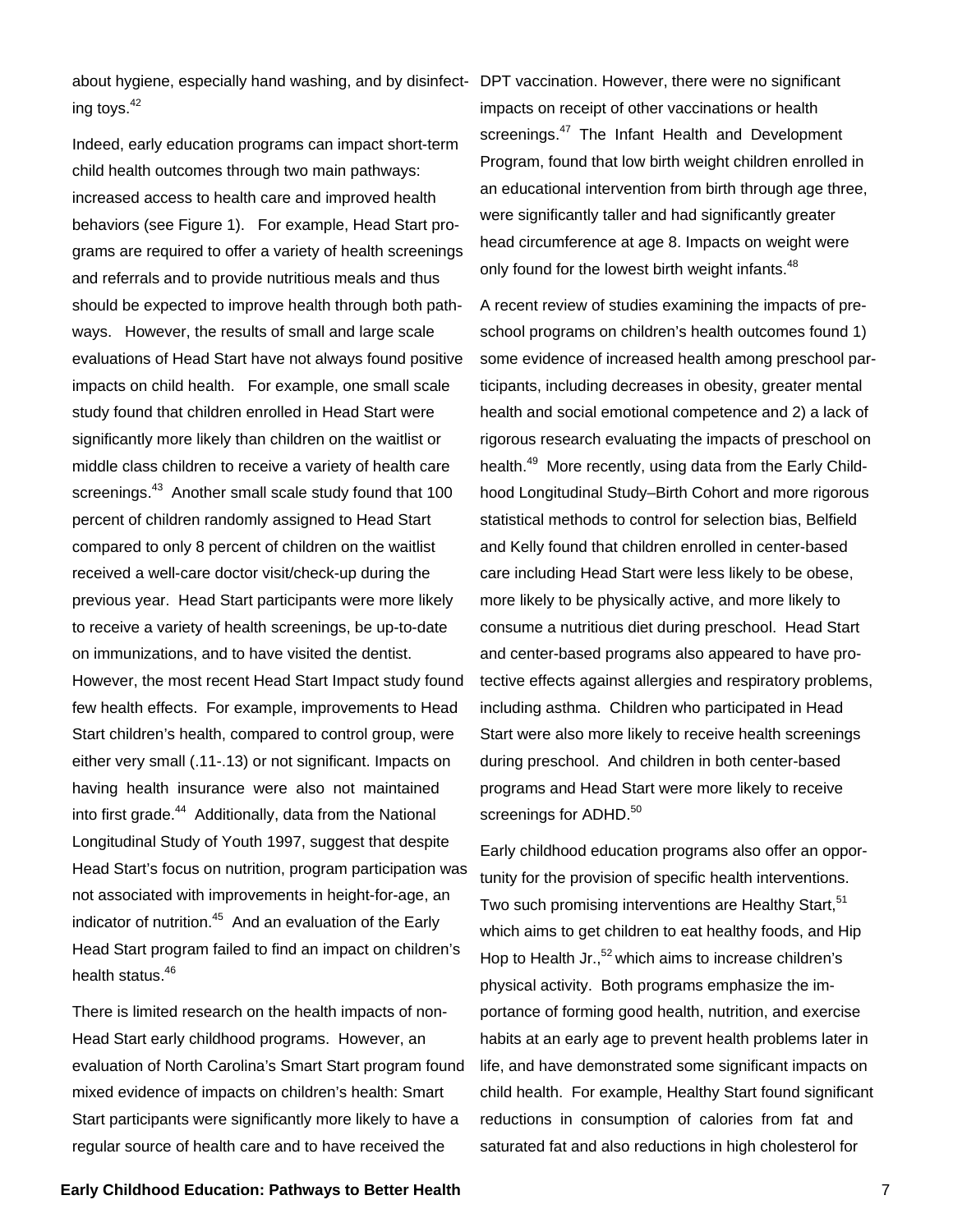about hygiene, especially hand washing, and by disinfecting toys.[42]

Indeed, early education programs can impact short-term child health outcomes through two main pathways: increased access to health care and improved health behaviors (see Figure 1). For example, Head Start programs are required to offer a variety of health screenings and referrals and to provide nutritious meals and thus should be expected to improve health through both pathways. However, the results of small and large scale evaluations of Head Start have not always found positive impacts on child health. For example, one small scale study found that children enrolled in Head Start were significantly more likely than children on the waitlist or middle class children to receive a variety of health care screenings.[43] Another small scale study found that 100 percent of children randomly assigned to Head Start compared to only 8 percent of children on the waitlist received a well-care doctor visit/check-up during the previous year. Head Start participants were more likely to receive a variety of health screenings, be up-to-date on immunizations, and to have visited the dentist. However, the most recent Head Start Impact study found few health effects. For example, improvements to Head Start children's health, compared to control group, were either very small (.11-.13) or not significant. Impacts on having health insurance were also not maintained into first grade.[44] Additionally, data from the National Longitudinal Study of Youth 1997, suggest that despite Head Start's focus on nutrition, program participation was not associated with improvements in height-for-age, an indicator of nutrition.[45] And an evaluation of the Early Head Start program failed to find an impact on children's health status.[46]

There is limited research on the health impacts of non-Head Start early childhood programs. However, an evaluation of North Carolina's Smart Start program found mixed evidence of impacts on children's health: Smart Start participants were significantly more likely to have a regular source of health care and to have received the DPT vaccination. However, there were no significant impacts on receipt of other vaccinations or health screenings.[47] The Infant Health and Development Program, found that low birth weight children enrolled in an educational intervention from birth through age three, were significantly taller and had significantly greater head circumference at age 8. Impacts on weight were only found for the lowest birth weight infants.[48]

A recent review of studies examining the impacts of preschool programs on children's health outcomes found 1) some evidence of increased health among preschool participants, including decreases in obesity, greater mental health and social emotional competence and 2) a lack of rigorous research evaluating the impacts of preschool on health.[49] More recently, using data from the Early Childhood Longitudinal Study–Birth Cohort and more rigorous statistical methods to control for selection bias, Belfield and Kelly found that children enrolled in center-based care including Head Start were less likely to be obese, more likely to be physically active, and more likely to consume a nutritious diet during preschool. Head Start and center-based programs also appeared to have protective effects against allergies and respiratory problems, including asthma. Children who participated in Head Start were also more likely to receive health screenings during preschool. And children in both center-based programs and Head Start were more likely to receive screenings for ADHD.[50]

Early childhood education programs also offer an opportunity for the provision of specific health interventions. Two such promising interventions are Healthy Start,[51] which aims to get children to eat healthy foods, and Hip Hop to Health Jr.,[52] which aims to increase children's physical activity. Both programs emphasize the importance of forming good health, nutrition, and exercise habits at an early age to prevent health problems later in life, and have demonstrated some significant impacts on child health. For example, Healthy Start found significant reductions in consumption of calories from fat and saturated fat and also reductions in high cholesterol for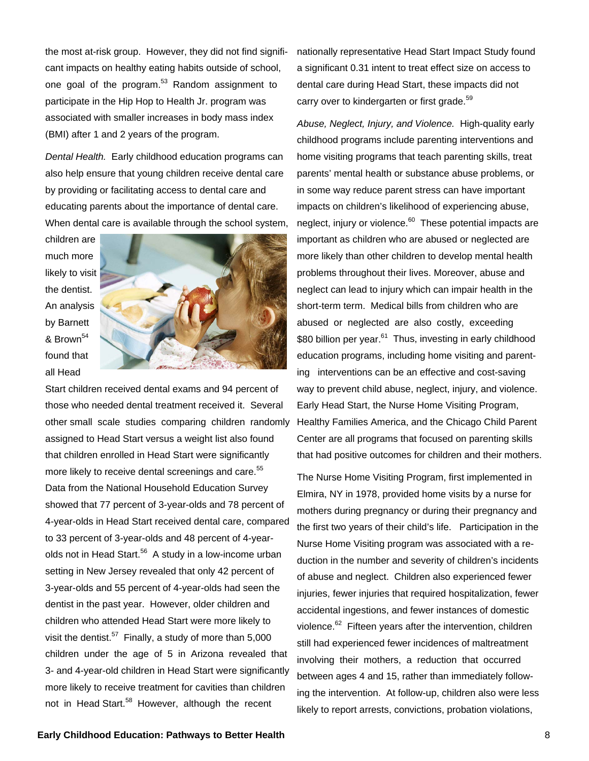the most at-risk group. However, they did not find significant impacts on healthy eating habits outside of school, one goal of the program.[53] Random assignment to participate in the Hip Hop to Health Jr. program was associated with smaller increases in body mass index (BMI) after 1 and 2 years of the program.

*Dental Health.* Early childhood education programs can also help ensure that young children receive dental care by providing or facilitating access to dental care and educating parents about the importance of dental care. When dental care is available through the school system, children are much more likely to visit the dentist. An analysis by Barnett & Brown[54] found that all Head Start children received dental exams and 94 percent of those who needed dental treatment received it. Several other small scale studies comparing children randomly assigned to Head Start versus a weight list also found that children enrolled in Head Start were significantly more likely to receive dental screenings and care.[55] Data from the National Household Education Survey showed that 77 percent of 3-year-olds and 78 percent of 4-year-olds in Head Start received dental care, compared to 33 percent of 3-year-olds and 48 percent of 4-year-olds not in Head Start.[56] A study in a low-income urban setting in New Jersey revealed that only 42 percent of 3-year-olds and 55 percent of 4-year-olds had seen the dentist in the past year. However, older children and children who attended Head Start were more likely to visit the dentist.[57] Finally, a study of more than 5,000 children under the age of 5 in Arizona revealed that 3- and 4-year-old children in Head Start were significantly more likely to receive treatment for cavities than children not in Head Start.[58] However, although the recent nationally representative Head Start Impact Study found a significant 0.31 intent to treat effect size on access to dental care during Head Start, these impacts did not carry over to kindergarten or first grade.[59]

*Abuse, Neglect, Injury, and Violence.* High-quality early childhood programs include parenting interventions and home visiting programs that teach parenting skills, treat parents' mental health or substance abuse problems, or in some way reduce parent stress can have important impacts on children's likelihood of experiencing abuse, neglect, injury or violence.[60] These potential impacts are important as children who are abused or neglected are more likely than other children to develop mental health problems throughout their lives. Moreover, abuse and neglect can lead to injury which can impair health in the short-term term. Medical bills from children who are abused or neglected are also costly, exceeding $80 billion per year.[61] Thus, investing in early childhood education programs, including home visiting and parenting interventions can be an effective and cost-saving way to prevent child abuse, neglect, injury, and violence. Early Head Start, the Nurse Home Visiting Program, Healthy Families America, and the Chicago Child Parent Center are all programs that focused on parenting skills that had positive outcomes for children and their mothers.

The Nurse Home Visiting Program, first implemented in Elmira, NY in 1978, provided home visits by a nurse for mothers during pregnancy or during their pregnancy and the first two years of their child's life. Participation in the Nurse Home Visiting program was associated with a reduction in the number and severity of children's incidents of abuse and neglect. Children also experienced fewer injuries, fewer injuries that required hospitalization, fewer accidental ingestions, and fewer instances of domestic violence.[62] Fifteen years after the intervention, children still had experienced fewer incidences of maltreatment involving their mothers, a reduction that occurred between ages 4 and 15, rather than immediately following the intervention. At follow-up, children also were less likely to report arrests, convictions, probation violations,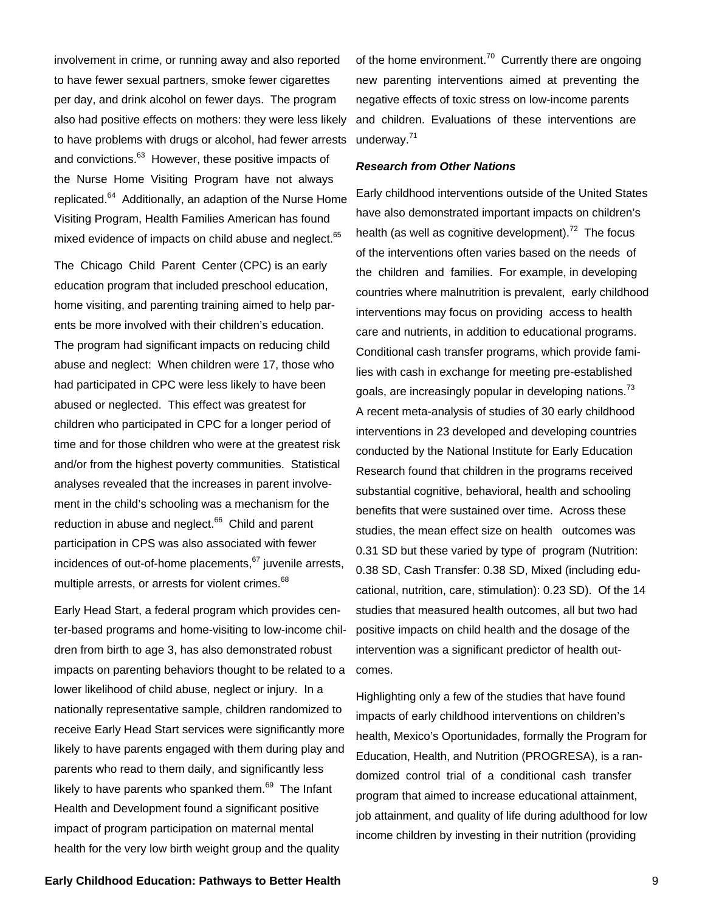involvement in crime, or running away and also reported to have fewer sexual partners, smoke fewer cigarettes per day, and drink alcohol on fewer days. The program also had positive effects on mothers: they were less likely to have problems with drugs or alcohol, had fewer arrests and convictions.[63] However, these positive impacts of the Nurse Home Visiting Program have not always replicated.[64] Additionally, an adaption of the Nurse Home Visiting Program, Health Families American has found mixed evidence of impacts on child abuse and neglect.[65]

The Chicago Child Parent Center (CPC) is an early education program that included preschool education, home visiting, and parenting training aimed to help parents be more involved with their children's education. The program had significant impacts on reducing child abuse and neglect: When children were 17, those who had participated in CPC were less likely to have been abused or neglected. This effect was greatest for children who participated in CPC for a longer period of time and for those children who were at the greatest risk and/or from the highest poverty communities. Statistical analyses revealed that the increases in parent involvement in the child's schooling was a mechanism for the reduction in abuse and neglect.[66] Child and parent participation in CPS was also associated with fewer incidences of out-of-home placements,[67] juvenile arrests, multiple arrests, or arrests for violent crimes.[68]

Early Head Start, a federal program which provides center-based programs and home-visiting to low-income children from birth to age 3, has also demonstrated robust impacts on parenting behaviors thought to be related to a lower likelihood of child abuse, neglect or injury. In a nationally representative sample, children randomized to receive Early Head Start services were significantly more likely to have parents engaged with them during play and parents who read to them daily, and significantly less likely to have parents who spanked them.[69] The Infant Health and Development found a significant positive impact of program participation on maternal mental health for the very low birth weight group and the quality of the home environment.[70] Currently there are ongoing new parenting interventions aimed at preventing the negative effects of toxic stress on low-income parents and children. Evaluations of these interventions are underway.[71]

***Research from Other Nations***

Early childhood interventions outside of the United States have also demonstrated important impacts on children's health (as well as cognitive development).[72] The focus of the interventions often varies based on the needs of the children and families. For example, in developing countries where malnutrition is prevalent, early childhood interventions may focus on providing access to health care and nutrients, in addition to educational programs. Conditional cash transfer programs, which provide families with cash in exchange for meeting pre-established goals, are increasingly popular in developing nations.[73] A recent meta-analysis of studies of 30 early childhood interventions in 23 developed and developing countries conducted by the National Institute for Early Education Research found that children in the programs received substantial cognitive, behavioral, health and schooling benefits that were sustained over time. Across these studies, the mean effect size on health outcomes was 0.31 SD but these varied by type of program (Nutrition: 0.38 SD, Cash Transfer: 0.38 SD, Mixed (including educational, nutrition, care, stimulation): 0.23 SD). Of the 14 studies that measured health outcomes, all but two had positive impacts on child health and the dosage of the intervention was a significant predictor of health outcomes.

Highlighting only a few of the studies that have found impacts of early childhood interventions on children's health, Mexico's Oportunidades, formally the Program for Education, Health, and Nutrition (PROGRESA), is a randomized control trial of a conditional cash transfer program that aimed to increase educational attainment, job attainment, and quality of life during adulthood for low income children by investing in their nutrition (providing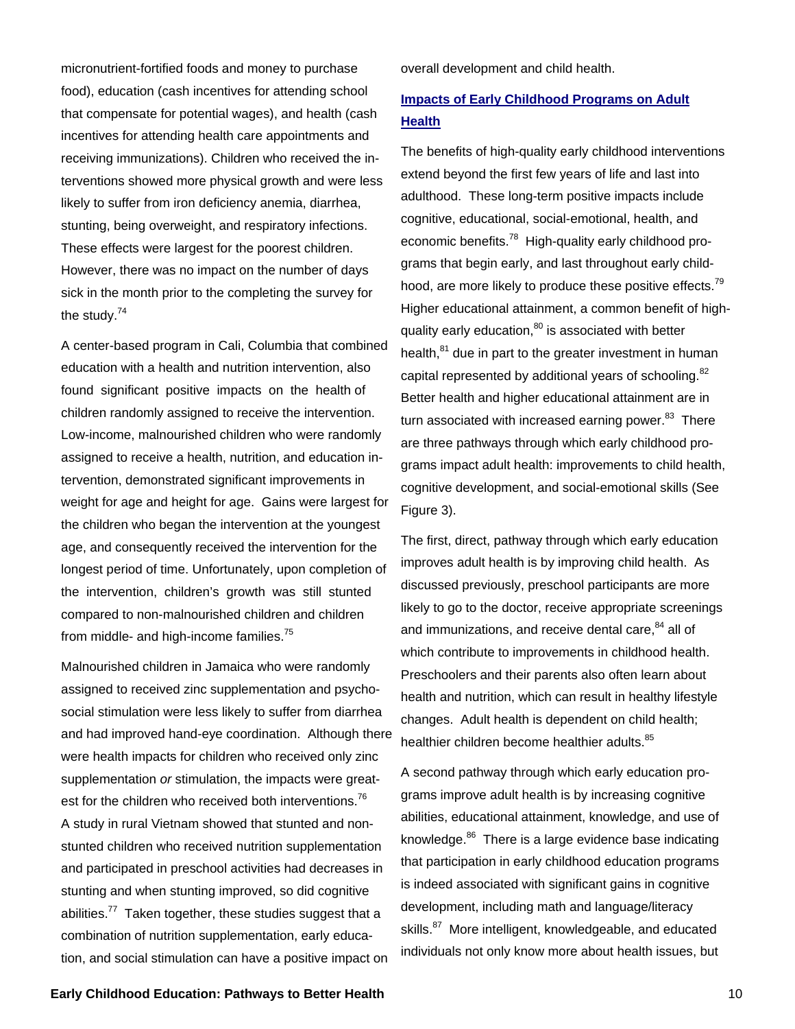micronutrient-fortified foods and money to purchase food), education (cash incentives for attending school that compensate for potential wages), and health (cash incentives for attending health care appointments and receiving immunizations). Children who received the interventions showed more physical growth and were less likely to suffer from iron deficiency anemia, diarrhea, stunting, being overweight, and respiratory infections. These effects were largest for the poorest children. However, there was no impact on the number of days sick in the month prior to the completing the survey for the study.[74]

A center-based program in Cali, Columbia that combined education with a health and nutrition intervention, also found significant positive impacts on the health of children randomly assigned to receive the intervention. Low-income, malnourished children who were randomly assigned to receive a health, nutrition, and education intervention, demonstrated significant improvements in weight for age and height for age. Gains were largest for the children who began the intervention at the youngest age, and consequently received the intervention for the longest period of time. Unfortunately, upon completion of the intervention, children's growth was still stunted compared to non-malnourished children and children from middle- and high-income families.[75]

Malnourished children in Jamaica who were randomly assigned to received zinc supplementation and psychosocial stimulation were less likely to suffer from diarrhea and had improved hand-eye coordination. Although there were health impacts for children who received only zinc supplementation *or* stimulation, the impacts were greatest for the children who received both interventions.[76] A study in rural Vietnam showed that stunted and non-stunted children who received nutrition supplementation and participated in preschool activities had decreases in stunting and when stunting improved, so did cognitive abilities.[77] Taken together, these studies suggest that a combination of nutrition supplementation, early education, and social stimulation can have a positive impact on overall development and child health.

## Impacts of Early Childhood Programs on Adult Health

The benefits of high-quality early childhood interventions extend beyond the first few years of life and last into adulthood. These long-term positive impacts include cognitive, educational, social-emotional, health, and economic benefits.[78] High-quality early childhood programs that begin early, and last throughout early childhood, are more likely to produce these positive effects.[79] Higher educational attainment, a common benefit of high-quality early education,[80] is associated with better health,[81] due in part to the greater investment in human capital represented by additional years of schooling.[82] Better health and higher educational attainment are in turn associated with increased earning power.[83] There are three pathways through which early childhood programs impact adult health: improvements to child health, cognitive development, and social-emotional skills (See Figure 3).

The first, direct, pathway through which early education improves adult health is by improving child health. As discussed previously, preschool participants are more likely to go to the doctor, receive appropriate screenings and immunizations, and receive dental care,[84] all of which contribute to improvements in childhood health. Preschoolers and their parents also often learn about health and nutrition, which can result in healthy lifestyle changes. Adult health is dependent on child health; healthier children become healthier adults.[85]

A second pathway through which early education programs improve adult health is by increasing cognitive abilities, educational attainment, knowledge, and use of knowledge.[86] There is a large evidence base indicating that participation in early childhood education programs is indeed associated with significant gains in cognitive development, including math and language/literacy skills.[87] More intelligent, knowledgeable, and educated individuals not only know more about health issues, but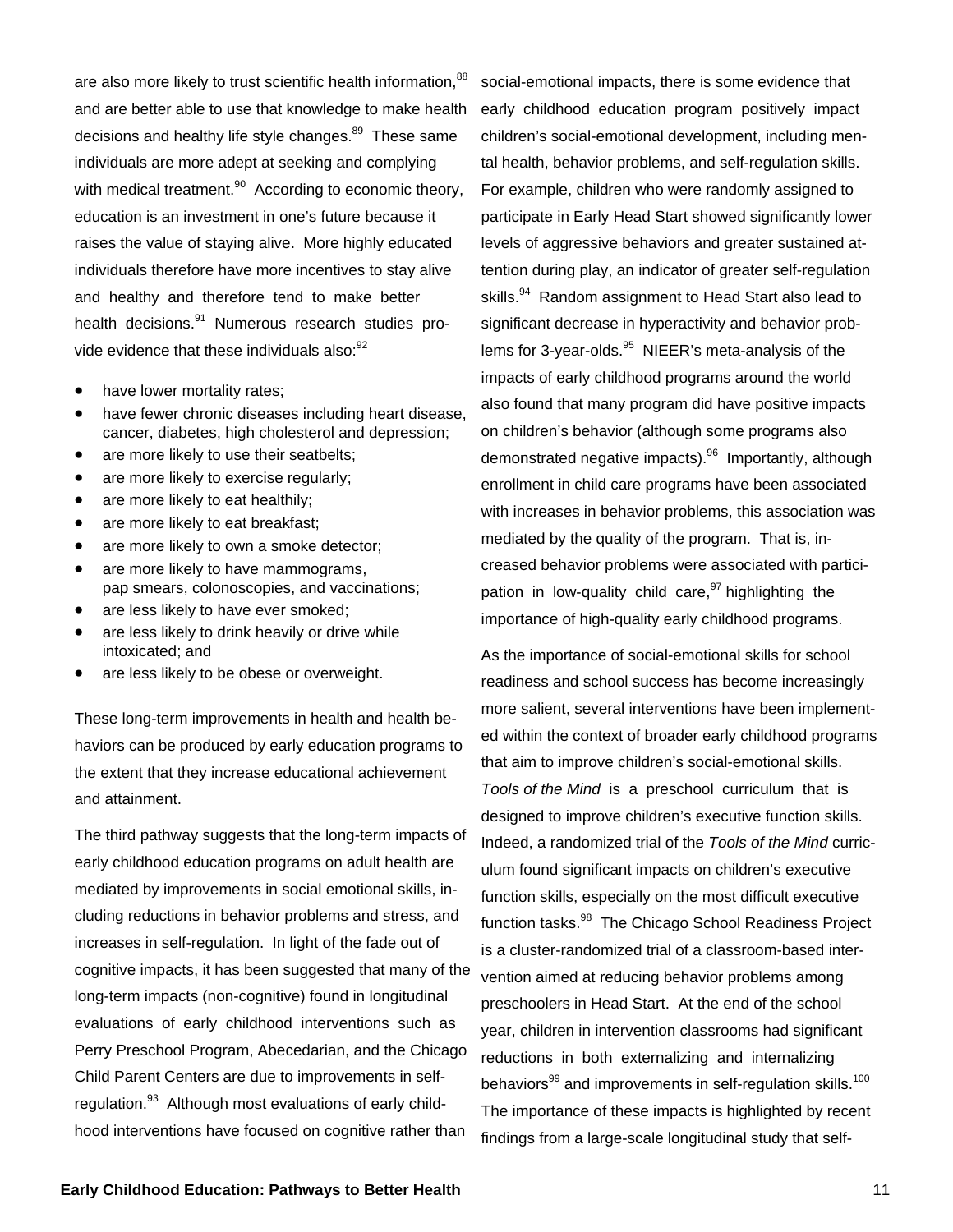are also more likely to trust scientific health information,[88] and are better able to use that knowledge to make health decisions and healthy life style changes.[89] These same individuals are more adept at seeking and complying with medical treatment.[90] According to economic theory, education is an investment in one's future because it raises the value of staying alive. More highly educated individuals therefore have more incentives to stay alive and healthy and therefore tend to make better health decisions.[91] Numerous research studies provide evidence that these individuals also:[92]

- have lower mortality rates;
- have fewer chronic diseases including heart disease, cancer, diabetes, high cholesterol and depression;
- are more likely to use their seatbelts;
- are more likely to exercise regularly;
- are more likely to eat healthily;
- are more likely to eat breakfast;
- are more likely to own a smoke detector;
- are more likely to have mammograms, pap smears, colonoscopies, and vaccinations;
- are less likely to have ever smoked;
- are less likely to drink heavily or drive while intoxicated; and
- are less likely to be obese or overweight.

These long-term improvements in health and health behaviors can be produced by early education programs to the extent that they increase educational achievement and attainment.

The third pathway suggests that the long-term impacts of early childhood education programs on adult health are mediated by improvements in social emotional skills, including reductions in behavior problems and stress, and increases in self-regulation. In light of the fade out of cognitive impacts, it has been suggested that many of the long-term impacts (non-cognitive) found in longitudinal evaluations of early childhood interventions such as Perry Preschool Program, Abecedarian, and the Chicago Child Parent Centers are due to improvements in self-regulation.[93] Although most evaluations of early childhood interventions have focused on cognitive rather than social-emotional impacts, there is some evidence that early childhood education program positively impact children's social-emotional development, including mental health, behavior problems, and self-regulation skills. For example, children who were randomly assigned to participate in Early Head Start showed significantly lower levels of aggressive behaviors and greater sustained attention during play, an indicator of greater self-regulation skills.[94] Random assignment to Head Start also lead to significant decrease in hyperactivity and behavior problems for 3-year-olds.[95] NIEER's meta-analysis of the impacts of early childhood programs around the world also found that many program did have positive impacts on children's behavior (although some programs also demonstrated negative impacts).[96] Importantly, although enrollment in child care programs have been associated with increases in behavior problems, this association was mediated by the quality of the program. That is, increased behavior problems were associated with participation in low-quality child care,[97] highlighting the importance of high-quality early childhood programs.

As the importance of social-emotional skills for school readiness and school success has become increasingly more salient, several interventions have been implemented within the context of broader early childhood programs that aim to improve children's social-emotional skills. *Tools of the Mind* is a preschool curriculum that is designed to improve children's executive function skills. Indeed, a randomized trial of the *Tools of the Mind* curriculum found significant impacts on children's executive function skills, especially on the most difficult executive function tasks.[98] The Chicago School Readiness Project is a cluster-randomized trial of a classroom-based intervention aimed at reducing behavior problems among preschoolers in Head Start. At the end of the school year, children in intervention classrooms had significant reductions in both externalizing and internalizing behaviors[99] and improvements in self-regulation skills.[100] The importance of these impacts is highlighted by recent findings from a large-scale longitudinal study that self-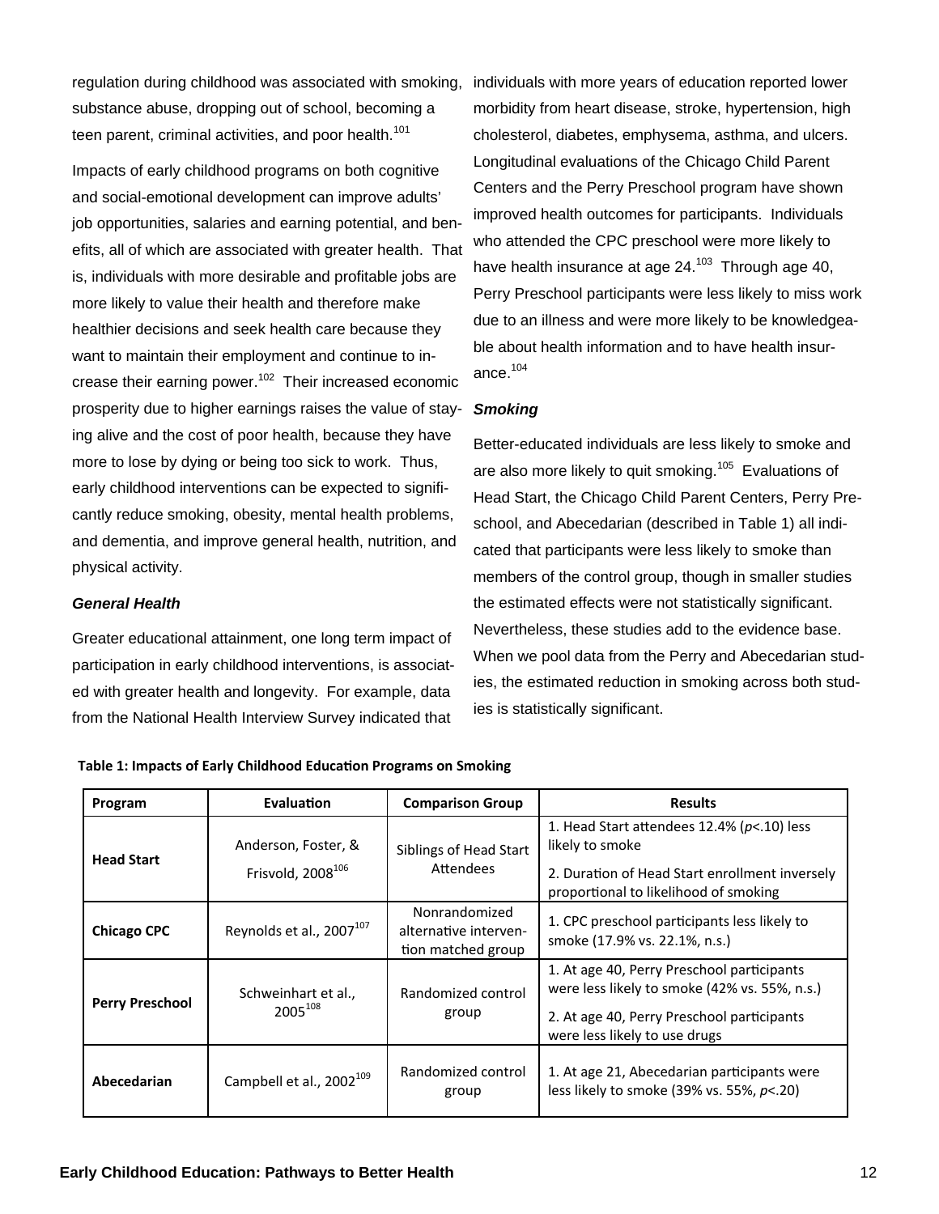regulation during childhood was associated with smoking, substance abuse, dropping out of school, becoming a teen parent, criminal activities, and poor health.[101]

Impacts of early childhood programs on both cognitive and social-emotional development can improve adults' job opportunities, salaries and earning potential, and benefits, all of which are associated with greater health. That is, individuals with more desirable and profitable jobs are more likely to value their health and therefore make healthier decisions and seek health care because they want to maintain their employment and continue to increase their earning power.[102] Their increased economic prosperity due to higher earnings raises the value of staying alive and the cost of poor health, because they have more to lose by dying or being too sick to work. Thus, early childhood interventions can be expected to significantly reduce smoking, obesity, mental health problems, and dementia, and improve general health, nutrition, and physical activity.

### *General Health*

Greater educational attainment, one long term impact of participation in early childhood interventions, is associated with greater health and longevity. For example, data from the National Health Interview Survey indicated that individuals with more years of education reported lower morbidity from heart disease, stroke, hypertension, high cholesterol, diabetes, emphysema, asthma, and ulcers. Longitudinal evaluations of the Chicago Child Parent Centers and the Perry Preschool program have shown improved health outcomes for participants. Individuals who attended the CPC preschool were more likely to have health insurance at age 24.[103] Through age 40, Perry Preschool participants were less likely to miss work due to an illness and were more likely to be knowledgeable about health information and to have health insurance.[104]

### *Smoking*

Better-educated individuals are less likely to smoke and are also more likely to quit smoking.[105] Evaluations of Head Start, the Chicago Child Parent Centers, Perry Preschool, and Abecedarian (described in Table 1) all indicated that participants were less likely to smoke than members of the control group, though in smaller studies the estimated effects were not statistically significant. Nevertheless, these studies add to the evidence base. When we pool data from the Perry and Abecedarian studies, the estimated reduction in smoking across both studies is statistically significant.

**Table 1: Impacts of Early Childhood Education Programs on Smoking**

| Program | Evaluation | Comparison Group | Results |
|---|---|---|---|
| **Head Start** | Anderson, Foster, & Frisvold, 2008[106] | Siblings of Head Start Attendees | 1. Head Start attendees 12.4% ($p$<.10) less likely to smoke<br>2. Duration of Head Start enrollment inversely proportional to likelihood of smoking |
| **Chicago CPC** | Reynolds et al., 2007[107] | Nonrandomized alternative intervention matched group | 1. CPC preschool participants less likely to smoke (17.9% vs. 22.1%, n.s.) |
| **Perry Preschool** | Schweinhart et al., 2005[108] | Randomized control group | 1. At age 40, Perry Preschool participants were less likely to smoke (42% vs. 55%, n.s.)<br>2. At age 40, Perry Preschool participants were less likely to use drugs |
| **Abecedarian** | Campbell et al., 2002[109] | Randomized control group | 1. At age 21, Abecedarian participants were less likely to smoke (39% vs. 55%, $p$<.20) |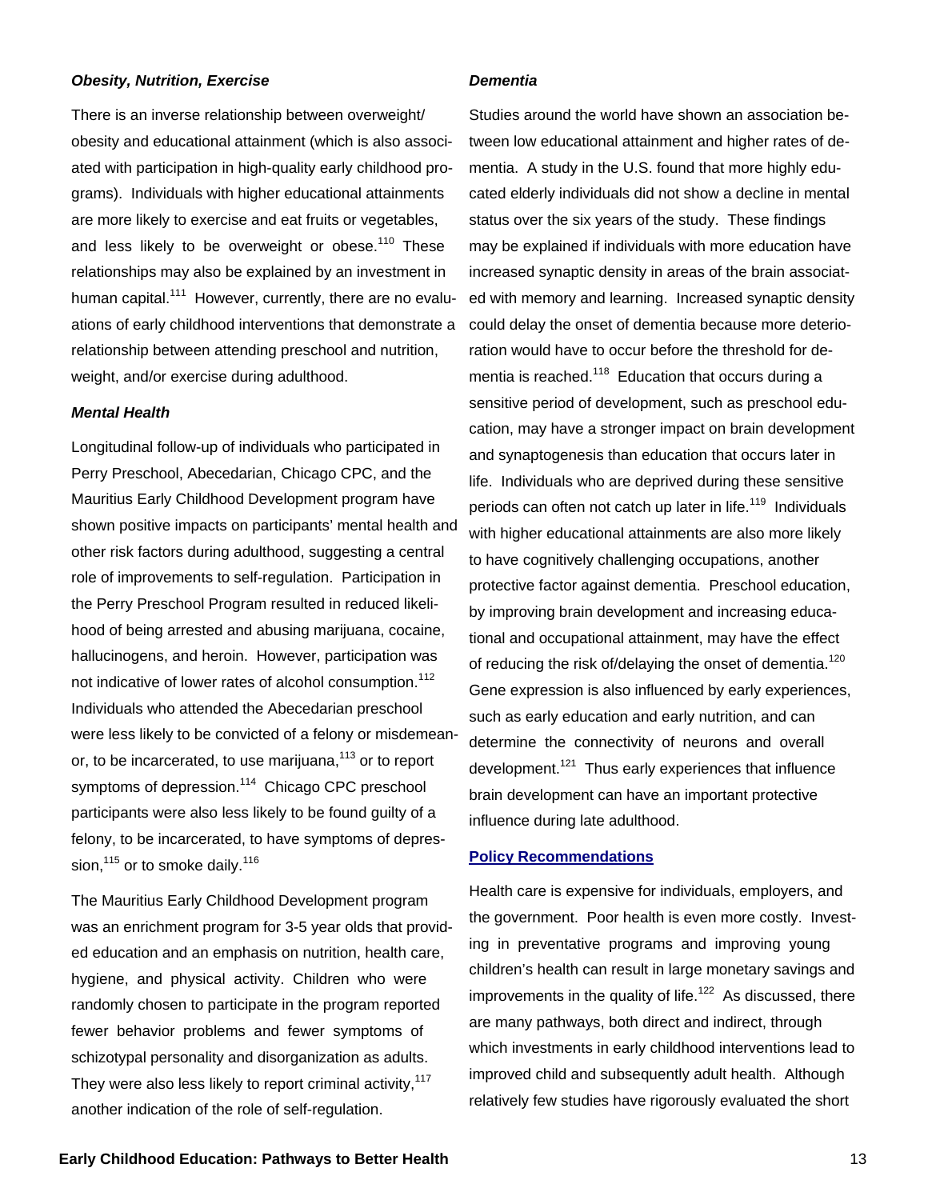### *Obesity, Nutrition, Exercise*

There is an inverse relationship between overweight/obesity and educational attainment (which is also associated with participation in high-quality early childhood programs). Individuals with higher educational attainments are more likely to exercise and eat fruits or vegetables, and less likely to be overweight or obese.[110] These relationships may also be explained by an investment in human capital.[111] However, currently, there are no evaluations of early childhood interventions that demonstrate a relationship between attending preschool and nutrition, weight, and/or exercise during adulthood.

### *Mental Health*

Longitudinal follow-up of individuals who participated in Perry Preschool, Abecedarian, Chicago CPC, and the Mauritius Early Childhood Development program have shown positive impacts on participants' mental health and other risk factors during adulthood, suggesting a central role of improvements to self-regulation. Participation in the Perry Preschool Program resulted in reduced likelihood of being arrested and abusing marijuana, cocaine, hallucinogens, and heroin. However, participation was not indicative of lower rates of alcohol consumption.[112] Individuals who attended the Abecedarian preschool were less likely to be convicted of a felony or misdemeanor, to be incarcerated, to use marijuana,[113] or to report symptoms of depression.[114] Chicago CPC preschool participants were also less likely to be found guilty of a felony, to be incarcerated, to have symptoms of depression,[115] or to smoke daily.[116]

The Mauritius Early Childhood Development program was an enrichment program for 3-5 year olds that provided education and an emphasis on nutrition, health care, hygiene, and physical activity. Children who were randomly chosen to participate in the program reported fewer behavior problems and fewer symptoms of schizotypal personality and disorganization as adults. They were also less likely to report criminal activity,[117] another indication of the role of self-regulation.

### *Dementia*

Studies around the world have shown an association between low educational attainment and higher rates of dementia. A study in the U.S. found that more highly educated elderly individuals did not show a decline in mental status over the six years of the study. These findings may be explained if individuals with more education have increased synaptic density in areas of the brain associated with memory and learning. Increased synaptic density could delay the onset of dementia because more deterioration would have to occur before the threshold for dementia is reached.[118] Education that occurs during a sensitive period of development, such as preschool education, may have a stronger impact on brain development and synaptogenesis than education that occurs later in life. Individuals who are deprived during these sensitive periods can often not catch up later in life.[119] Individuals with higher educational attainments are also more likely to have cognitively challenging occupations, another protective factor against dementia. Preschool education, by improving brain development and increasing educational and occupational attainment, may have the effect of reducing the risk of/delaying the onset of dementia.[120] Gene expression is also influenced by early experiences, such as early education and early nutrition, and can determine the connectivity of neurons and overall development.[121] Thus early experiences that influence brain development can have an important protective influence during late adulthood.

## Policy Recommendations

Health care is expensive for individuals, employers, and the government. Poor health is even more costly. Investing in preventative programs and improving young children's health can result in large monetary savings and improvements in the quality of life.[122] As discussed, there are many pathways, both direct and indirect, through which investments in early childhood interventions lead to improved child and subsequently adult health. Although relatively few studies have rigorously evaluated the short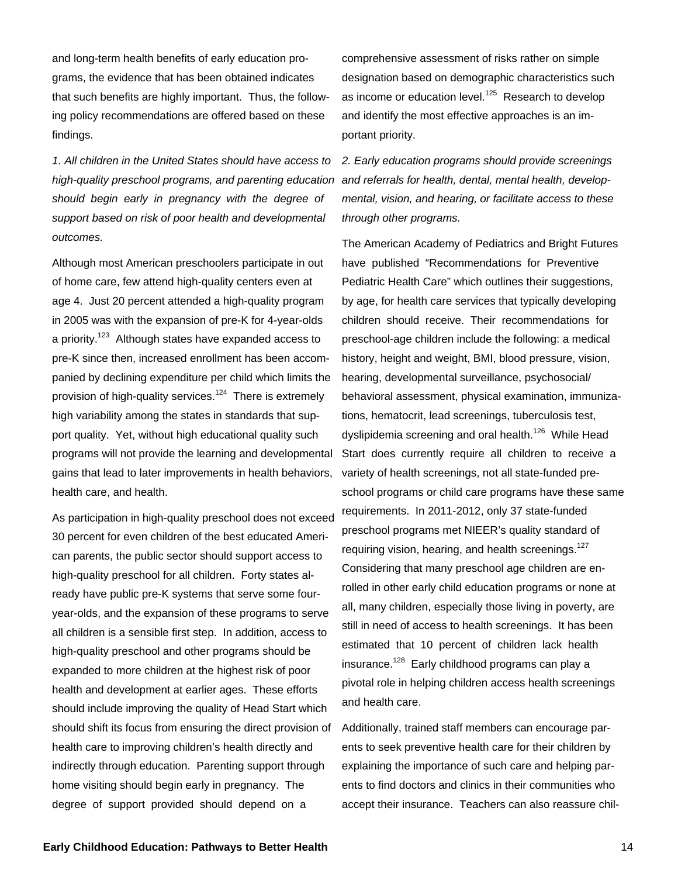and long-term health benefits of early education programs, the evidence that has been obtained indicates that such benefits are highly important. Thus, the following policy recommendations are offered based on these findings.

*1. All children in the United States should have access to high-quality preschool programs, and parenting education should begin early in pregnancy with the degree of support based on risk of poor health and developmental outcomes.*

Although most American preschoolers participate in out of home care, few attend high-quality centers even at age 4. Just 20 percent attended a high-quality program in 2005 was with the expansion of pre-K for 4-year-olds a priority.[123] Although states have expanded access to pre-K since then, increased enrollment has been accompanied by declining expenditure per child which limits the provision of high-quality services.[124] There is extremely high variability among the states in standards that support quality. Yet, without high educational quality such programs will not provide the learning and developmental gains that lead to later improvements in health behaviors, health care, and health.

As participation in high-quality preschool does not exceed 30 percent for even children of the best educated American parents, the public sector should support access to high-quality preschool for all children. Forty states already have public pre-K systems that serve some four-year-olds, and the expansion of these programs to serve all children is a sensible first step. In addition, access to high-quality preschool and other programs should be expanded to more children at the highest risk of poor health and development at earlier ages. These efforts should include improving the quality of Head Start which should shift its focus from ensuring the direct provision of health care to improving children's health directly and indirectly through education. Parenting support through home visiting should begin early in pregnancy. The degree of support provided should depend on a comprehensive assessment of risks rather on simple designation based on demographic characteristics such as income or education level.[125] Research to develop and identify the most effective approaches is an important priority.

*2. Early education programs should provide screenings and referrals for health, dental, mental health, developmental, vision, and hearing, or facilitate access to these through other programs.*

The American Academy of Pediatrics and Bright Futures have published "Recommendations for Preventive Pediatric Health Care" which outlines their suggestions, by age, for health care services that typically developing children should receive. Their recommendations for preschool-age children include the following: a medical history, height and weight, BMI, blood pressure, vision, hearing, developmental surveillance, psychosocial/ behavioral assessment, physical examination, immunizations, hematocrit, lead screenings, tuberculosis test, dyslipidemia screening and oral health.[126] While Head Start does currently require all children to receive a variety of health screenings, not all state-funded preschool programs or child care programs have these same requirements. In 2011-2012, only 37 state-funded preschool programs met NIEER's quality standard of requiring vision, hearing, and health screenings.[127] Considering that many preschool age children are enrolled in other early child education programs or none at all, many children, especially those living in poverty, are still in need of access to health screenings. It has been estimated that 10 percent of children lack health insurance.[128] Early childhood programs can play a pivotal role in helping children access health screenings and health care.

Additionally, trained staff members can encourage parents to seek preventive health care for their children by explaining the importance of such care and helping parents to find doctors and clinics in their communities who accept their insurance. Teachers can also reassure chil-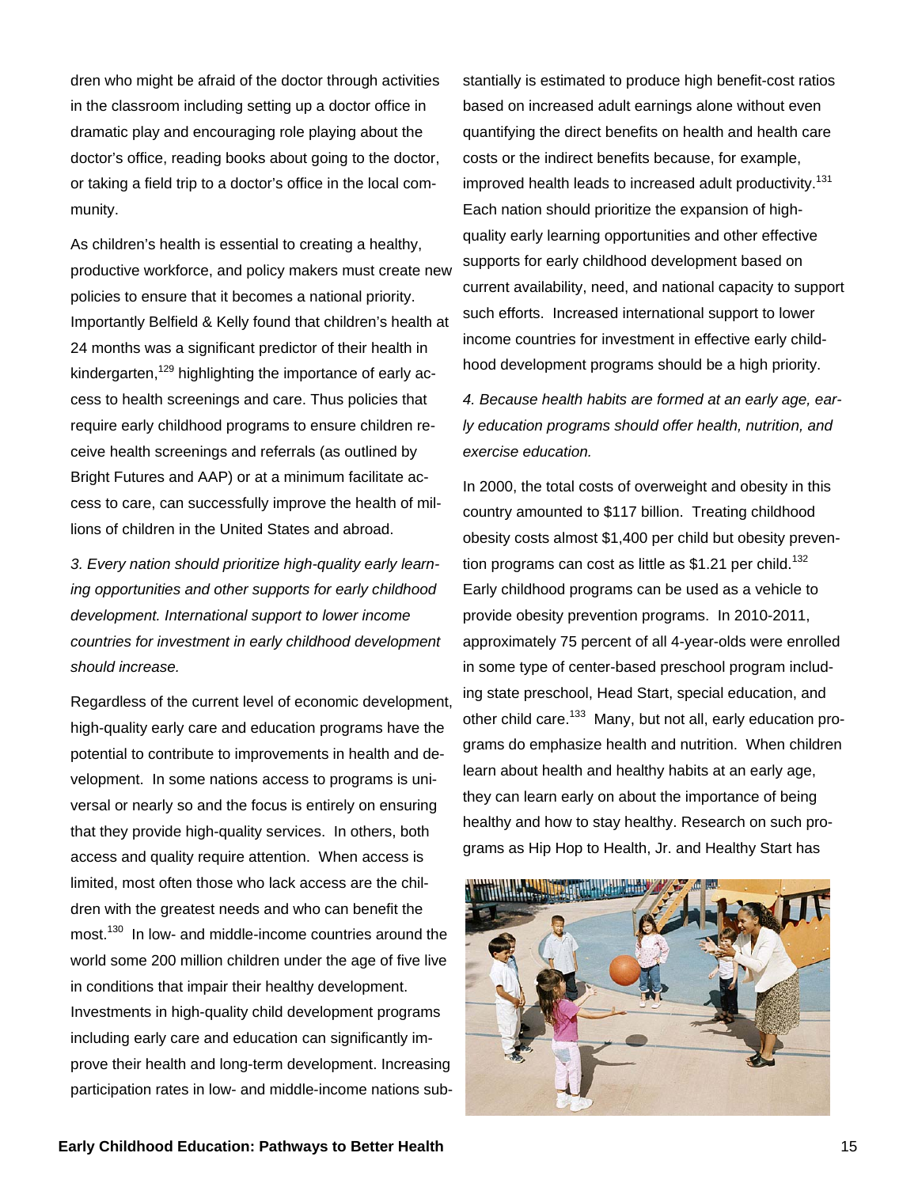dren who might be afraid of the doctor through activities in the classroom including setting up a doctor office in dramatic play and encouraging role playing about the doctor's office, reading books about going to the doctor, or taking a field trip to a doctor's office in the local community.

As children's health is essential to creating a healthy, productive workforce, and policy makers must create new policies to ensure that it becomes a national priority. Importantly Belfield & Kelly found that children's health at 24 months was a significant predictor of their health in kindergarten,[129] highlighting the importance of early access to health screenings and care. Thus policies that require early childhood programs to ensure children receive health screenings and referrals (as outlined by Bright Futures and AAP) or at a minimum facilitate access to care, can successfully improve the health of millions of children in the United States and abroad.

*3. Every nation should prioritize high-quality early learning opportunities and other supports for early childhood development. International support to lower income countries for investment in early childhood development should increase.*

Regardless of the current level of economic development, high-quality early care and education programs have the potential to contribute to improvements in health and development. In some nations access to programs is universal or nearly so and the focus is entirely on ensuring that they provide high-quality services. In others, both access and quality require attention. When access is limited, most often those who lack access are the children with the greatest needs and who can benefit the most.[130] In low- and middle-income countries around the world some 200 million children under the age of five live in conditions that impair their healthy development. Investments in high-quality child development programs including early care and education can significantly improve their health and long-term development. Increasing participation rates in low- and middle-income nations substantially is estimated to produce high benefit-cost ratios based on increased adult earnings alone without even quantifying the direct benefits on health and health care costs or the indirect benefits because, for example, improved health leads to increased adult productivity.[131] Each nation should prioritize the expansion of high-quality early learning opportunities and other effective supports for early childhood development based on current availability, need, and national capacity to support such efforts. Increased international support to lower income countries for investment in effective early childhood development programs should be a high priority.

*4. Because health habits are formed at an early age, early education programs should offer health, nutrition, and exercise education.*

In 2000, the total costs of overweight and obesity in this country amounted to $117 billion. Treating childhood obesity costs almost $1,400 per child but obesity prevention programs can cost as little as $1.21 per child.[132] Early childhood programs can be used as a vehicle to provide obesity prevention programs. In 2010-2011, approximately 75 percent of all 4-year-olds were enrolled in some type of center-based preschool program including state preschool, Head Start, special education, and other child care.[133] Many, but not all, early education programs do emphasize health and nutrition. When children learn about health and healthy habits at an early age, they can learn early on about the importance of being healthy and how to stay healthy. Research on such programs as Hip Hop to Health, Jr. and Healthy Start has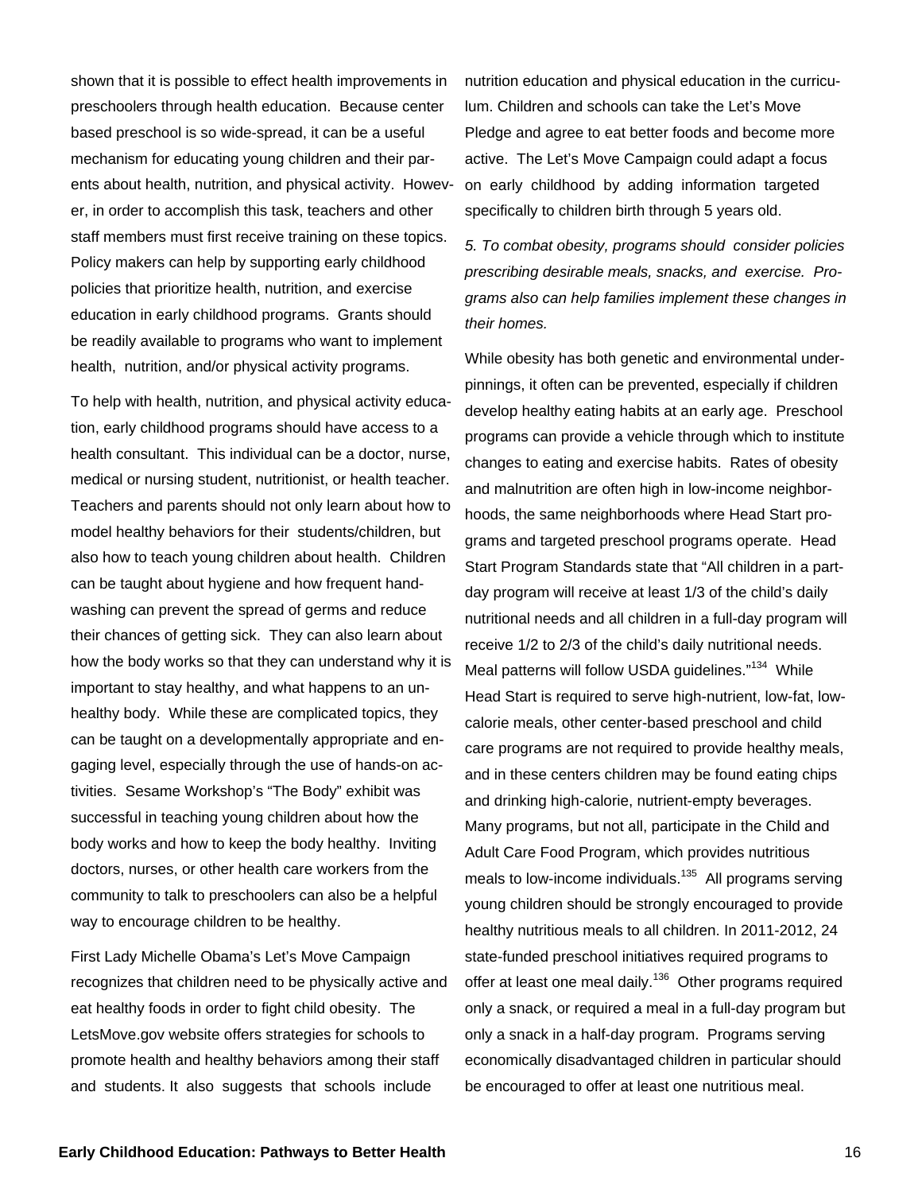shown that it is possible to effect health improvements in preschoolers through health education. Because center based preschool is so wide-spread, it can be a useful mechanism for educating young children and their parents about health, nutrition, and physical activity. However, in order to accomplish this task, teachers and other staff members must first receive training on these topics. Policy makers can help by supporting early childhood policies that prioritize health, nutrition, and exercise education in early childhood programs. Grants should be readily available to programs who want to implement health, nutrition, and/or physical activity programs.

To help with health, nutrition, and physical activity education, early childhood programs should have access to a health consultant. This individual can be a doctor, nurse, medical or nursing student, nutritionist, or health teacher. Teachers and parents should not only learn about how to model healthy behaviors for their students/children, but also how to teach young children about health. Children can be taught about hygiene and how frequent hand-washing can prevent the spread of germs and reduce their chances of getting sick. They can also learn about how the body works so that they can understand why it is important to stay healthy, and what happens to an unhealthy body. While these are complicated topics, they can be taught on a developmentally appropriate and engaging level, especially through the use of hands-on activities. Sesame Workshop's "The Body" exhibit was successful in teaching young children about how the body works and how to keep the body healthy. Inviting doctors, nurses, or other health care workers from the community to talk to preschoolers can also be a helpful way to encourage children to be healthy.

First Lady Michelle Obama's Let's Move Campaign recognizes that children need to be physically active and eat healthy foods in order to fight child obesity. The LetsMove.gov website offers strategies for schools to promote health and healthy behaviors among their staff and students. It also suggests that schools include nutrition education and physical education in the curriculum. Children and schools can take the Let's Move Pledge and agree to eat better foods and become more active. The Let's Move Campaign could adapt a focus on early childhood by adding information targeted specifically to children birth through 5 years old.

*5. To combat obesity, programs should consider policies prescribing desirable meals, snacks, and exercise. Programs also can help families implement these changes in their homes.*

While obesity has both genetic and environmental underpinnings, it often can be prevented, especially if children develop healthy eating habits at an early age. Preschool programs can provide a vehicle through which to institute changes to eating and exercise habits. Rates of obesity and malnutrition are often high in low-income neighborhoods, the same neighborhoods where Head Start programs and targeted preschool programs operate. Head Start Program Standards state that "All children in a part-day program will receive at least 1/3 of the child's daily nutritional needs and all children in a full-day program will receive 1/2 to 2/3 of the child's daily nutritional needs. Meal patterns will follow USDA guidelines."[134] While Head Start is required to serve high-nutrient, low-fat, low-calorie meals, other center-based preschool and child care programs are not required to provide healthy meals, and in these centers children may be found eating chips and drinking high-calorie, nutrient-empty beverages. Many programs, but not all, participate in the Child and Adult Care Food Program, which provides nutritious meals to low-income individuals.[135] All programs serving young children should be strongly encouraged to provide healthy nutritious meals to all children. In 2011-2012, 24 state-funded preschool initiatives required programs to offer at least one meal daily.[136] Other programs required only a snack, or required a meal in a full-day program but only a snack in a half-day program. Programs serving economically disadvantaged children in particular should be encouraged to offer at least one nutritious meal.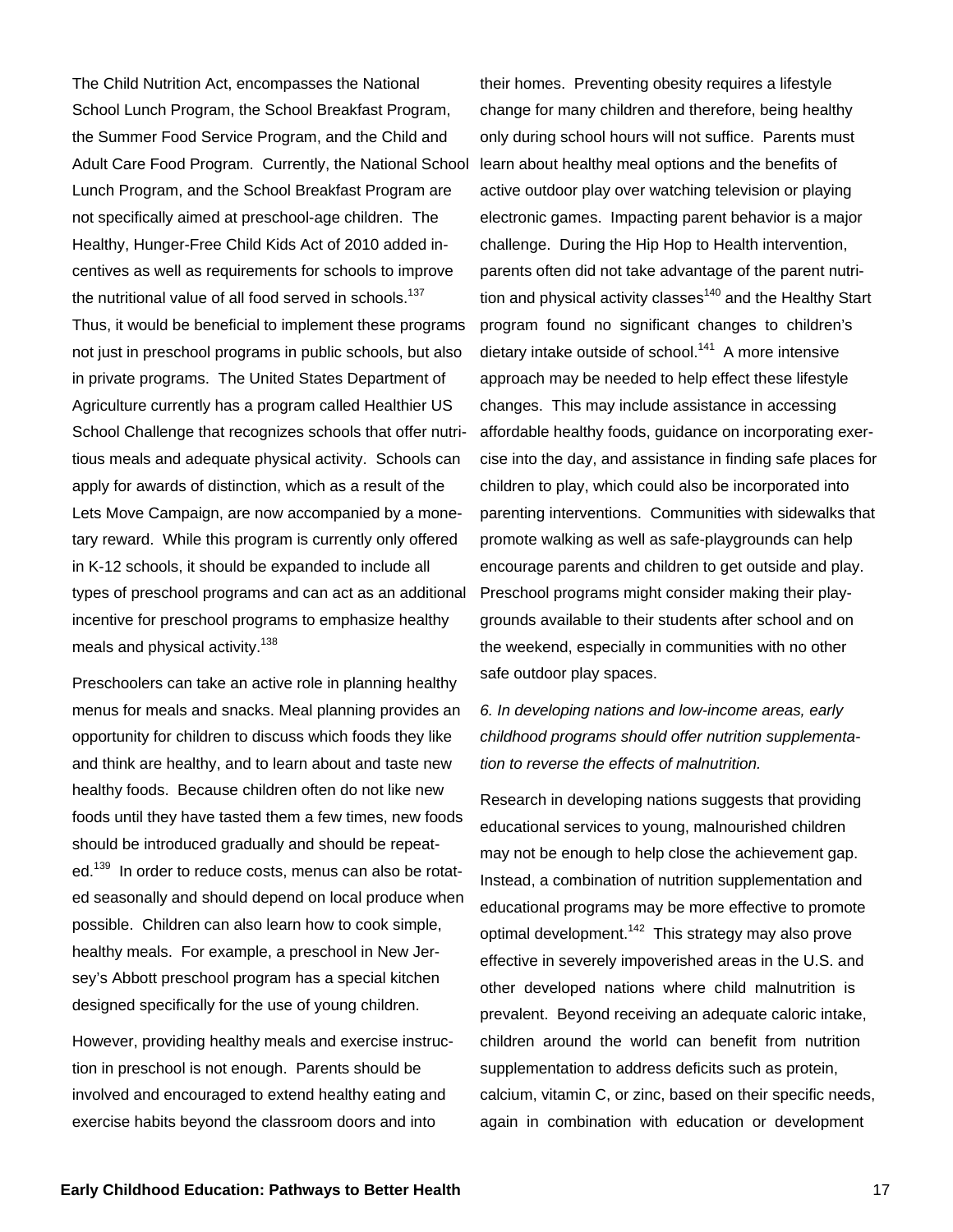The Child Nutrition Act, encompasses the National School Lunch Program, the School Breakfast Program, the Summer Food Service Program, and the Child and Adult Care Food Program. Currently, the National School Lunch Program, and the School Breakfast Program are not specifically aimed at preschool-age children. The Healthy, Hunger-Free Child Kids Act of 2010 added incentives as well as requirements for schools to improve the nutritional value of all food served in schools.[137] Thus, it would be beneficial to implement these programs not just in preschool programs in public schools, but also in private programs. The United States Department of Agriculture currently has a program called Healthier US School Challenge that recognizes schools that offer nutritious meals and adequate physical activity. Schools can apply for awards of distinction, which as a result of the Lets Move Campaign, are now accompanied by a monetary reward. While this program is currently only offered in K-12 schools, it should be expanded to include all types of preschool programs and can act as an additional incentive for preschool programs to emphasize healthy meals and physical activity.[138]

Preschoolers can take an active role in planning healthy menus for meals and snacks. Meal planning provides an opportunity for children to discuss which foods they like and think are healthy, and to learn about and taste new healthy foods. Because children often do not like new foods until they have tasted them a few times, new foods should be introduced gradually and should be repeated.[139] In order to reduce costs, menus can also be rotated seasonally and should depend on local produce when possible. Children can also learn how to cook simple, healthy meals. For example, a preschool in New Jersey's Abbott preschool program has a special kitchen designed specifically for the use of young children.

However, providing healthy meals and exercise instruction in preschool is not enough. Parents should be involved and encouraged to extend healthy eating and exercise habits beyond the classroom doors and into their homes. Preventing obesity requires a lifestyle change for many children and therefore, being healthy only during school hours will not suffice. Parents must learn about healthy meal options and the benefits of active outdoor play over watching television or playing electronic games. Impacting parent behavior is a major challenge. During the Hip Hop to Health intervention, parents often did not take advantage of the parent nutrition and physical activity classes[140] and the Healthy Start program found no significant changes to children's dietary intake outside of school.[141] A more intensive approach may be needed to help effect these lifestyle changes. This may include assistance in accessing affordable healthy foods, guidance on incorporating exercise into the day, and assistance in finding safe places for children to play, which could also be incorporated into parenting interventions. Communities with sidewalks that promote walking as well as safe-playgrounds can help encourage parents and children to get outside and play. Preschool programs might consider making their playgrounds available to their students after school and on the weekend, especially in communities with no other safe outdoor play spaces.

*6. In developing nations and low-income areas, early childhood programs should offer nutrition supplementation to reverse the effects of malnutrition.*

Research in developing nations suggests that providing educational services to young, malnourished children may not be enough to help close the achievement gap. Instead, a combination of nutrition supplementation and educational programs may be more effective to promote optimal development.[142] This strategy may also prove effective in severely impoverished areas in the U.S. and other developed nations where child malnutrition is prevalent. Beyond receiving an adequate caloric intake, children around the world can benefit from nutrition supplementation to address deficits such as protein, calcium, vitamin C, or zinc, based on their specific needs, again in combination with education or development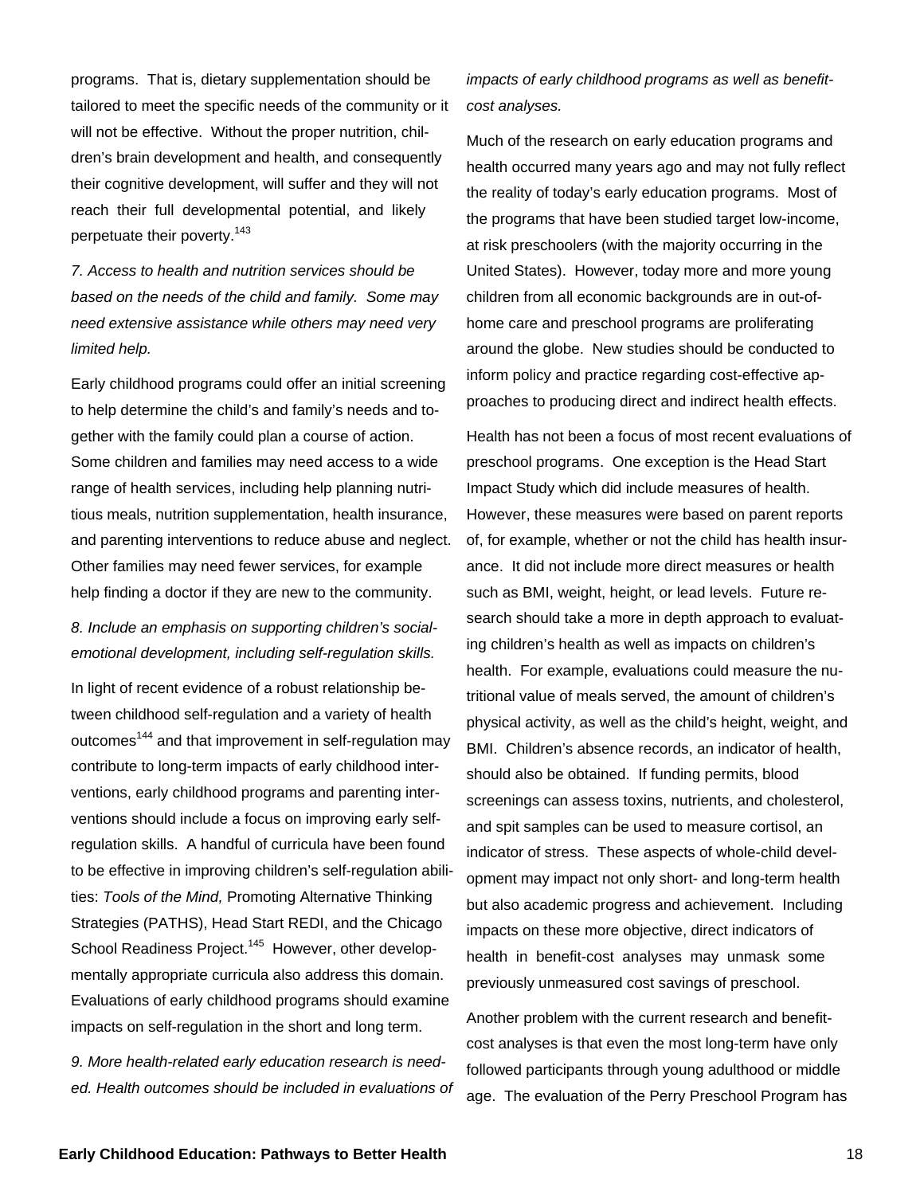programs. That is, dietary supplementation should be tailored to meet the specific needs of the community or it will not be effective. Without the proper nutrition, children's brain development and health, and consequently their cognitive development, will suffer and they will not reach their full developmental potential, and likely perpetuate their poverty.[143]

*7. Access to health and nutrition services should be based on the needs of the child and family. Some may need extensive assistance while others may need very limited help.*

Early childhood programs could offer an initial screening to help determine the child's and family's needs and together with the family could plan a course of action. Some children and families may need access to a wide range of health services, including help planning nutritious meals, nutrition supplementation, health insurance, and parenting interventions to reduce abuse and neglect. Other families may need fewer services, for example help finding a doctor if they are new to the community.

*8. Include an emphasis on supporting children's social-emotional development, including self-regulation skills.*

In light of recent evidence of a robust relationship between childhood self-regulation and a variety of health outcomes[144] and that improvement in self-regulation may contribute to long-term impacts of early childhood interventions, early childhood programs and parenting interventions should include a focus on improving early self-regulation skills. A handful of curricula have been found to be effective in improving children's self-regulation abilities: *Tools of the Mind,* Promoting Alternative Thinking Strategies (PATHS), Head Start REDI, and the Chicago School Readiness Project.[145] However, other developmentally appropriate curricula also address this domain. Evaluations of early childhood programs should examine impacts on self-regulation in the short and long term.

*9. More health-related early education research is needed. Health outcomes should be included in evaluations of impacts of early childhood programs as well as benefit-cost analyses.*

Much of the research on early education programs and health occurred many years ago and may not fully reflect the reality of today's early education programs. Most of the programs that have been studied target low-income, at risk preschoolers (with the majority occurring in the United States). However, today more and more young children from all economic backgrounds are in out-of-home care and preschool programs are proliferating around the globe. New studies should be conducted to inform policy and practice regarding cost-effective approaches to producing direct and indirect health effects.

Health has not been a focus of most recent evaluations of preschool programs. One exception is the Head Start Impact Study which did include measures of health. However, these measures were based on parent reports of, for example, whether or not the child has health insurance. It did not include more direct measures or health such as BMI, weight, height, or lead levels. Future research should take a more in depth approach to evaluating children's health as well as impacts on children's health. For example, evaluations could measure the nutritional value of meals served, the amount of children's physical activity, as well as the child's height, weight, and BMI. Children's absence records, an indicator of health, should also be obtained. If funding permits, blood screenings can assess toxins, nutrients, and cholesterol, and spit samples can be used to measure cortisol, an indicator of stress. These aspects of whole-child development may impact not only short- and long-term health but also academic progress and achievement. Including impacts on these more objective, direct indicators of health in benefit-cost analyses may unmask some previously unmeasured cost savings of preschool.

Another problem with the current research and benefit-cost analyses is that even the most long-term have only followed participants through young adulthood or middle age. The evaluation of the Perry Preschool Program has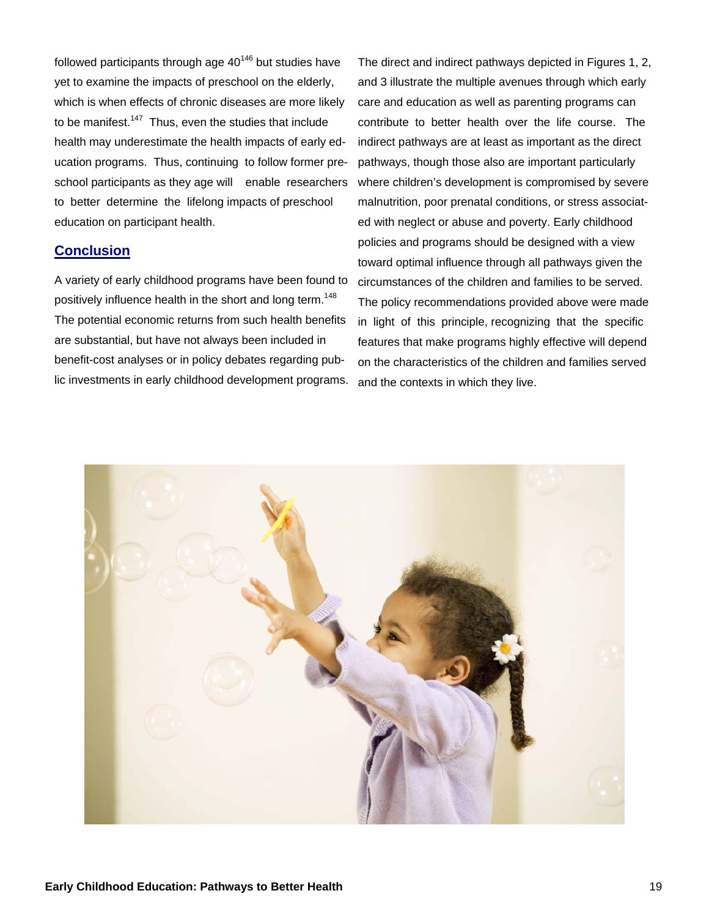followed participants through age 40[146] but studies have yet to examine the impacts of preschool on the elderly, which is when effects of chronic diseases are more likely to be manifest.[147] Thus, even the studies that include health may underestimate the health impacts of early education programs. Thus, continuing to follow former preschool participants as they age will enable researchers to better determine the lifelong impacts of preschool education on participant health.

## Conclusion

A variety of early childhood programs have been found to positively influence health in the short and long term.[148] The potential economic returns from such health benefits are substantial, but have not always been included in benefit-cost analyses or in policy debates regarding public investments in early childhood development programs. The direct and indirect pathways depicted in Figures 1, 2, and 3 illustrate the multiple avenues through which early care and education as well as parenting programs can contribute to better health over the life course. The indirect pathways are at least as important as the direct pathways, though those also are important particularly where children's development is compromised by severe malnutrition, poor prenatal conditions, or stress associated with neglect or abuse and poverty. Early childhood policies and programs should be designed with a view toward optimal influence through all pathways given the circumstances of the children and families to be served. The policy recommendations provided above were made in light of this principle, recognizing that the specific features that make programs highly effective will depend on the characteristics of the children and families served and the contexts in which they live.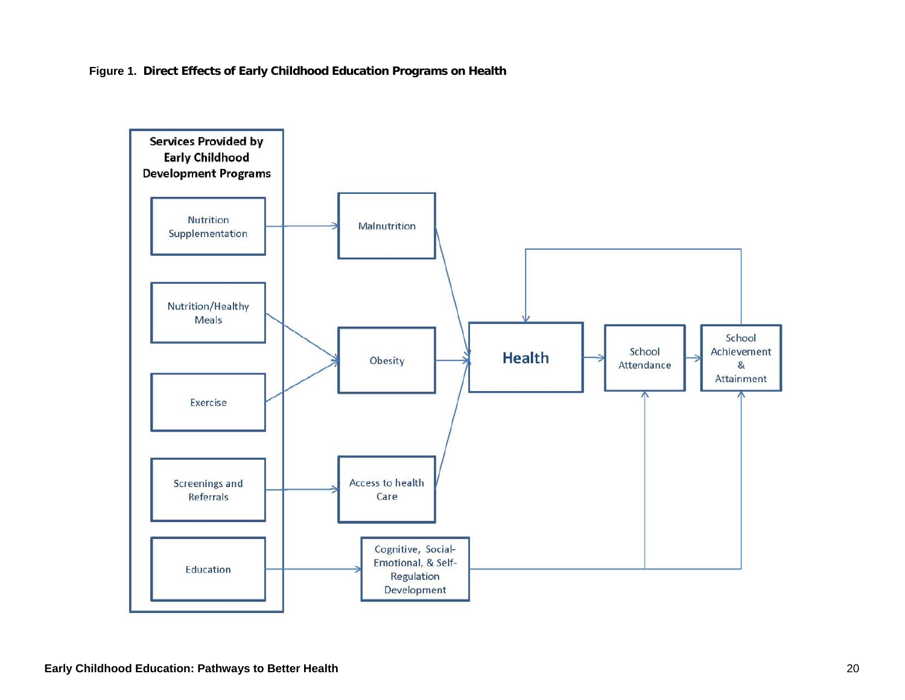**Figure 1. Direct Effects of Early Childhood Education Programs on Health**

**Services Provided by Early Childhood Development Programs**

- Nutrition Supplementation → Malnutrition
- Nutrition/Healthy Meals → Obesity
- Exercise → Obesity
- Screenings and Referrals → Access to health Care
- Education → Cognitive, Social-Emotional, & Self-Regulation Development

Malnutrition, Obesity, Access to health Care → **Health** → School Attendance → School Achievement & Attainment

School Achievement & Attainment → Health

Cognitive, Social-Emotional, & Self-Regulation Development → School Attendance; School Achievement & Attainment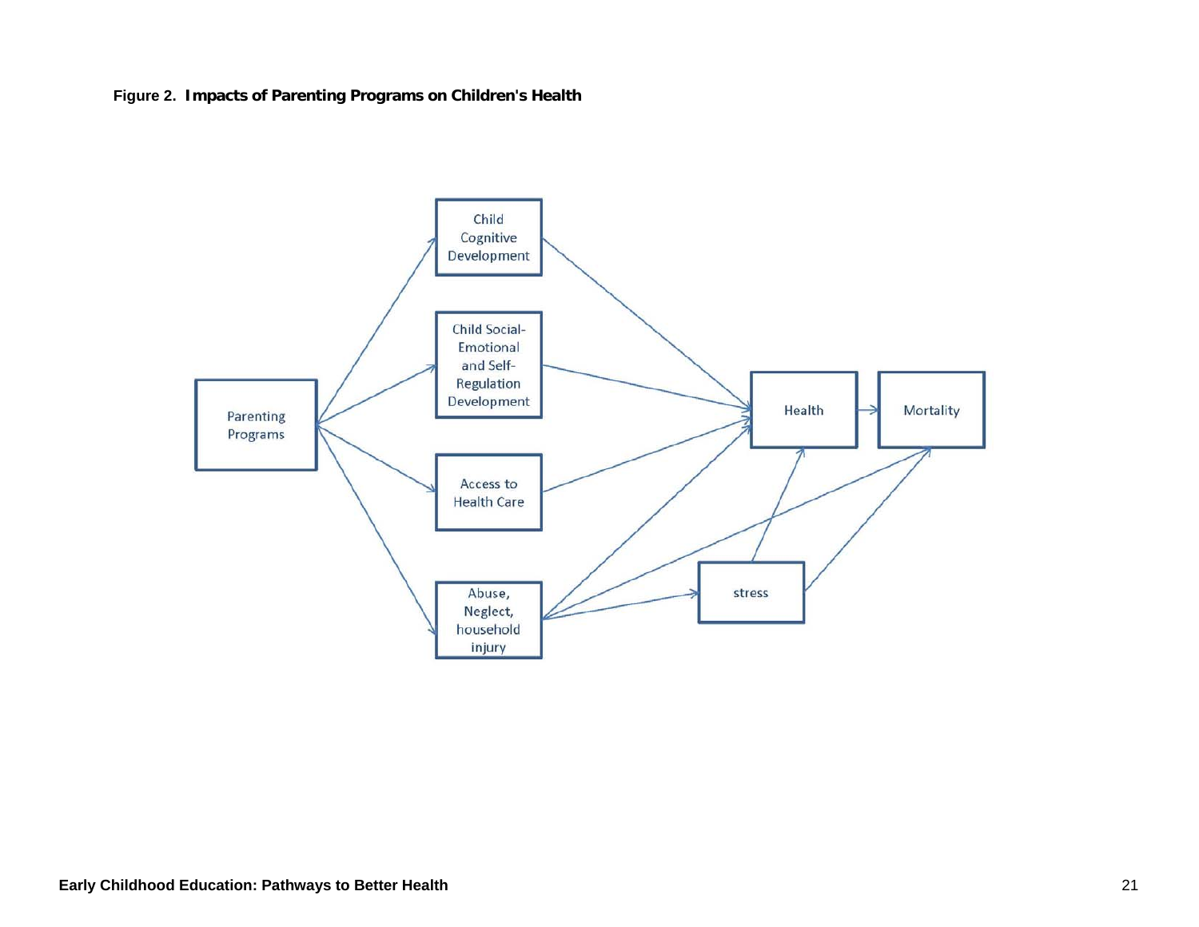**Figure 2. Impacts of Parenting Programs on Children's Health**

Parenting Programs

Child Cognitive Development

Child Social-Emotional and Self-Regulation Development

Access to Health Care

Abuse, Neglect, household injury

stress

Health

Mortality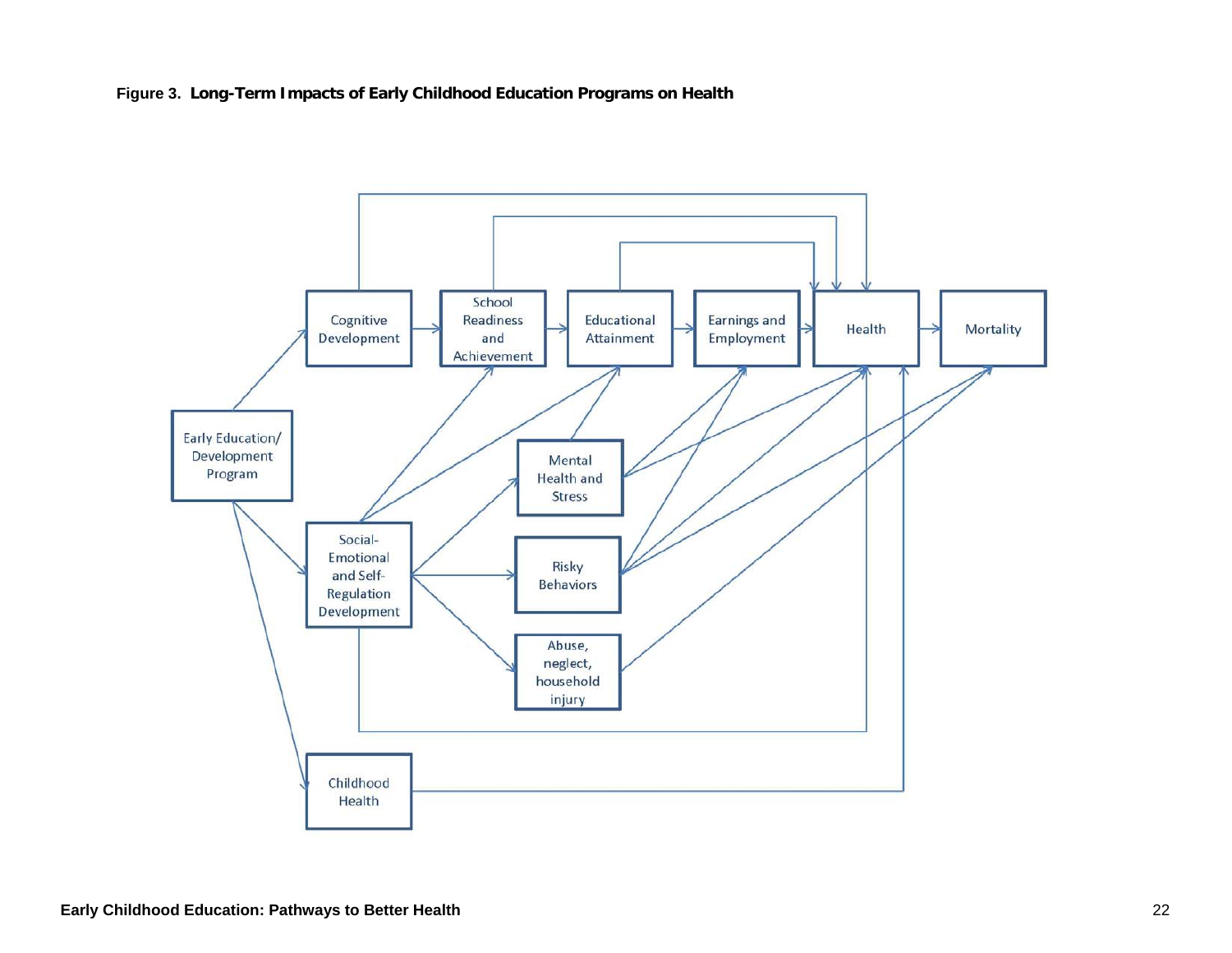**Figure 3. Long-Term Impacts of Early Childhood Education Programs on Health**

Early Education/ Development Program

Cognitive Development

School Readiness and Achievement

Educational Attainment

Earnings and Employment

Health

Mortality

Mental Health and Stress

Social-Emotional and Self-Regulation Development

Risky Behaviors

Abuse, neglect, household injury

Childhood Health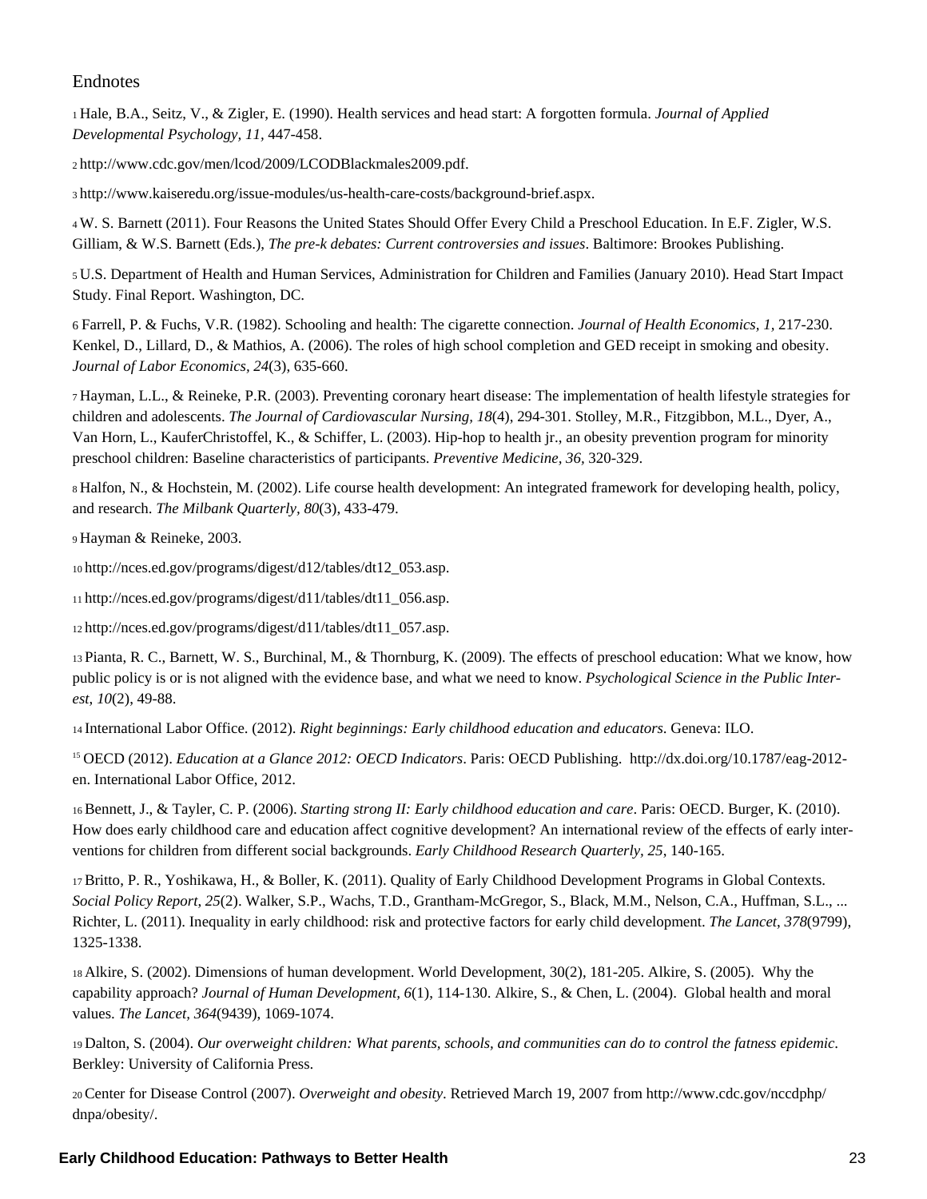## Endnotes

[1] Hale, B.A., Seitz, V., & Zigler, E. (1990). Health services and head start: A forgotten formula. *Journal of Applied Developmental Psychology, 11,* 447-458.

[2] http://www.cdc.gov/men/lcod/2009/LCODBlackmales2009.pdf.

[3] http://www.kaiseredu.org/issue-modules/us-health-care-costs/background-brief.aspx.

[4] W. S. Barnett (2011). Four Reasons the United States Should Offer Every Child a Preschool Education. In E.F. Zigler, W.S. Gilliam, & W.S. Barnett (Eds.), *The pre-k debates: Current controversies and issues*. Baltimore: Brookes Publishing.

[5] U.S. Department of Health and Human Services, Administration for Children and Families (January 2010). Head Start Impact Study. Final Report. Washington, DC.

[6] Farrell, P. & Fuchs, V.R. (1982). Schooling and health: The cigarette connection. *Journal of Health Economics, 1,* 217-230. Kenkel, D., Lillard, D., & Mathios, A. (2006). The roles of high school completion and GED receipt in smoking and obesity. *Journal of Labor Economics, 24*(3), 635-660.

[7] Hayman, L.L., & Reineke, P.R. (2003). Preventing coronary heart disease: The implementation of health lifestyle strategies for children and adolescents. *The Journal of Cardiovascular Nursing, 18*(4), 294-301. Stolley, M.R., Fitzgibbon, M.L., Dyer, A., Van Horn, L., KauferChristoffel, K., & Schiffer, L. (2003). Hip-hop to health jr., an obesity prevention program for minority preschool children: Baseline characteristics of participants. *Preventive Medicine, 36,* 320-329.

[8] Halfon, N., & Hochstein, M. (2002). Life course health development: An integrated framework for developing health, policy, and research. *The Milbank Quarterly, 80*(3), 433-479.

[9] Hayman & Reineke, 2003.

[10] http://nces.ed.gov/programs/digest/d12/tables/dt12_053.asp.

[11] http://nces.ed.gov/programs/digest/d11/tables/dt11_056.asp.

[12] http://nces.ed.gov/programs/digest/d11/tables/dt11_057.asp.

[13] Pianta, R. C., Barnett, W. S., Burchinal, M., & Thornburg, K. (2009). The effects of preschool education: What we know, how public policy is or is not aligned with the evidence base, and what we need to know. *Psychological Science in the Public Interest, 10*(2), 49-88.

[14] International Labor Office. (2012). *Right beginnings: Early childhood education and educators*. Geneva: ILO.

[15] OECD (2012). *Education at a Glance 2012: OECD Indicators*. Paris: OECD Publishing. http://dx.doi.org/10.1787/eag-2012-en. International Labor Office, 2012.

[16] Bennett, J., & Tayler, C. P. (2006). *Starting strong II: Early childhood education and care*. Paris: OECD. Burger, K. (2010). How does early childhood care and education affect cognitive development? An international review of the effects of early interventions for children from different social backgrounds. *Early Childhood Research Quarterly, 25,* 140-165.

[17] Britto, P. R., Yoshikawa, H., & Boller, K. (2011). Quality of Early Childhood Development Programs in Global Contexts. *Social Policy Report, 25*(2). Walker, S.P., Wachs, T.D., Grantham-McGregor, S., Black, M.M., Nelson, C.A., Huffman, S.L., ... Richter, L. (2011). Inequality in early childhood: risk and protective factors for early child development. *The Lancet, 378*(9799), 1325-1338.

[18] Alkire, S. (2002). Dimensions of human development. World Development, 30(2), 181-205. Alkire, S. (2005). Why the capability approach? *Journal of Human Development, 6*(1), 114-130. Alkire, S., & Chen, L. (2004). Global health and moral values. *The Lancet, 364*(9439), 1069-1074.

[19] Dalton, S. (2004). *Our overweight children: What parents, schools, and communities can do to control the fatness epidemic*. Berkley: University of California Press.

[20] Center for Disease Control (2007). *Overweight and obesity*. Retrieved March 19, 2007 from http://www.cdc.gov/nccdphp/dnpa/obesity/.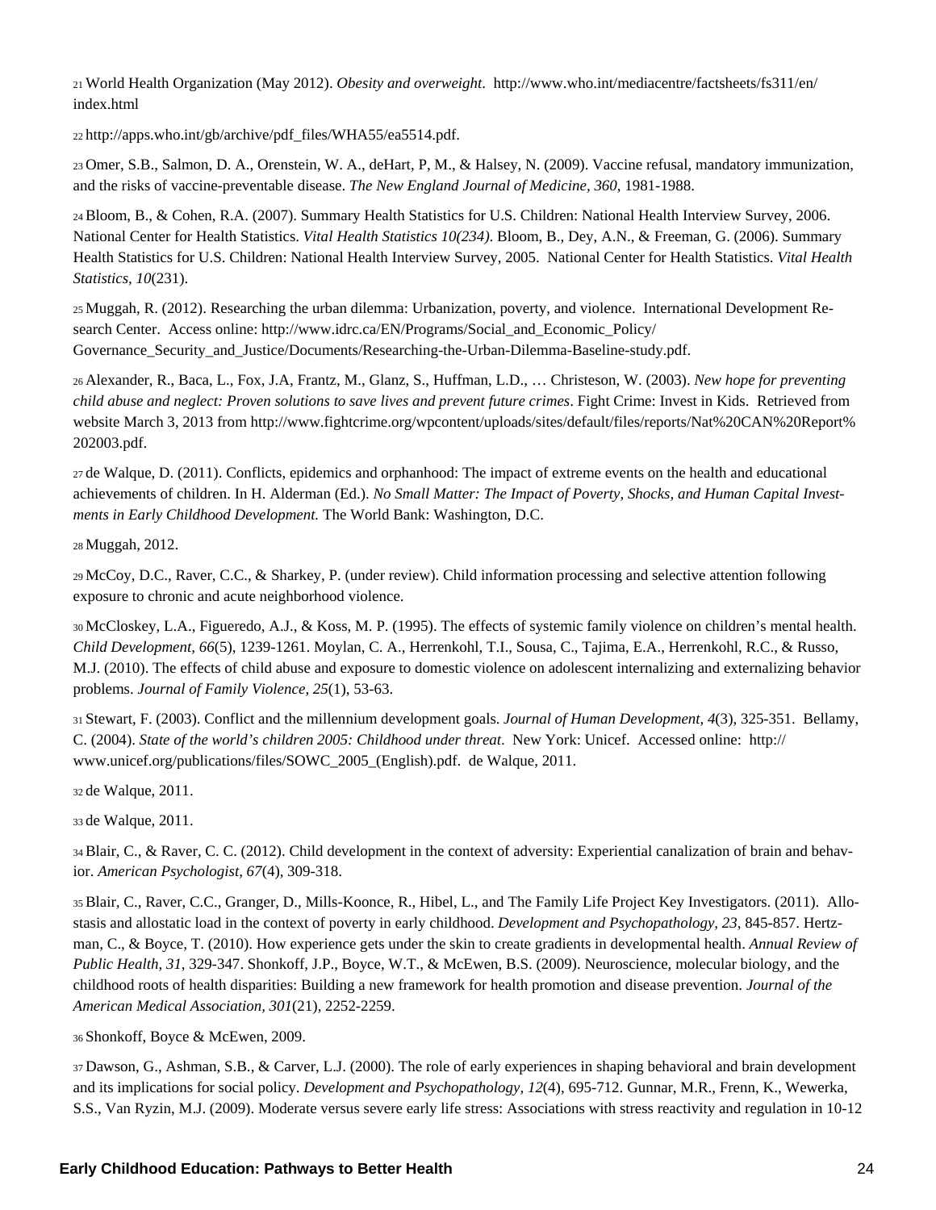[21] World Health Organization (May 2012). *Obesity and overweight*. http://www.who.int/mediacentre/factsheets/fs311/en/index.html

[22] http://apps.who.int/gb/archive/pdf_files/WHA55/ea5514.pdf.

[23] Omer, S.B., Salmon, D. A., Orenstein, W. A., deHart, P, M., & Halsey, N. (2009). Vaccine refusal, mandatory immunization, and the risks of vaccine-preventable disease. *The New England Journal of Medicine, 360*, 1981-1988.

[24] Bloom, B., & Cohen, R.A. (2007). Summary Health Statistics for U.S. Children: National Health Interview Survey, 2006. National Center for Health Statistics. *Vital Health Statistics 10(234).* Bloom, B., Dey, A.N., & Freeman, G. (2006). Summary Health Statistics for U.S. Children: National Health Interview Survey, 2005. National Center for Health Statistics. *Vital Health Statistics, 10*(231).

[25] Muggah, R. (2012). Researching the urban dilemma: Urbanization, poverty, and violence. International Development Research Center. Access online: http://www.idrc.ca/EN/Programs/Social_and_Economic_Policy/Governance_Security_and_Justice/Documents/Researching-the-Urban-Dilemma-Baseline-study.pdf.

[26] Alexander, R., Baca, L., Fox, J.A, Frantz, M., Glanz, S., Huffman, L.D., … Christeson, W. (2003). *New hope for preventing child abuse and neglect: Proven solutions to save lives and prevent future crimes*. Fight Crime: Invest in Kids. Retrieved from website March 3, 2013 from http://www.fightcrime.org/wpcontent/uploads/sites/default/files/reports/Nat%20CAN%20Report%202003.pdf.

[27] de Walque, D. (2011). Conflicts, epidemics and orphanhood: The impact of extreme events on the health and educational achievements of children. In H. Alderman (Ed.). *No Small Matter: The Impact of Poverty, Shocks, and Human Capital Investments in Early Childhood Development.* The World Bank: Washington, D.C.

[28] Muggah, 2012.

[29] McCoy, D.C., Raver, C.C., & Sharkey, P. (under review). Child information processing and selective attention following exposure to chronic and acute neighborhood violence.

[30] McCloskey, L.A., Figueredo, A.J., & Koss, M. P. (1995). The effects of systemic family violence on children's mental health. *Child Development, 66*(5), 1239-1261. Moylan, C. A., Herrenkohl, T.I., Sousa, C., Tajima, E.A., Herrenkohl, R.C., & Russo, M.J. (2010). The effects of child abuse and exposure to domestic violence on adolescent internalizing and externalizing behavior problems. *Journal of Family Violence, 25*(1), 53-63.

[31] Stewart, F. (2003). Conflict and the millennium development goals. *Journal of Human Development, 4*(3), 325-351. Bellamy, C. (2004). *State of the world's children 2005: Childhood under threat.* New York: Unicef. Accessed online: http://www.unicef.org/publications/files/SOWC_2005_(English).pdf. de Walque, 2011.

[32] de Walque, 2011.

[33] de Walque, 2011.

[34] Blair, C., & Raver, C. C. (2012). Child development in the context of adversity: Experiential canalization of brain and behavior. *American Psychologist, 67*(4), 309-318.

[35] Blair, C., Raver, C.C., Granger, D., Mills-Koonce, R., Hibel, L., and The Family Life Project Key Investigators. (2011). Allostasis and allostatic load in the context of poverty in early childhood. *Development and Psychopathology, 23,* 845-857. Hertzman, C., & Boyce, T. (2010). How experience gets under the skin to create gradients in developmental health. *Annual Review of Public Health, 31*, 329-347. Shonkoff, J.P., Boyce, W.T., & McEwen, B.S. (2009). Neuroscience, molecular biology, and the childhood roots of health disparities: Building a new framework for health promotion and disease prevention. *Journal of the American Medical Association, 301*(21), 2252-2259.

[36] Shonkoff, Boyce & McEwen, 2009.

[37] Dawson, G., Ashman, S.B., & Carver, L.J. (2000). The role of early experiences in shaping behavioral and brain development and its implications for social policy. *Development and Psychopathology, 12*(4), 695-712. Gunnar, M.R., Frenn, K., Wewerka, S.S., Van Ryzin, M.J. (2009). Moderate versus severe early life stress: Associations with stress reactivity and regulation in 10-12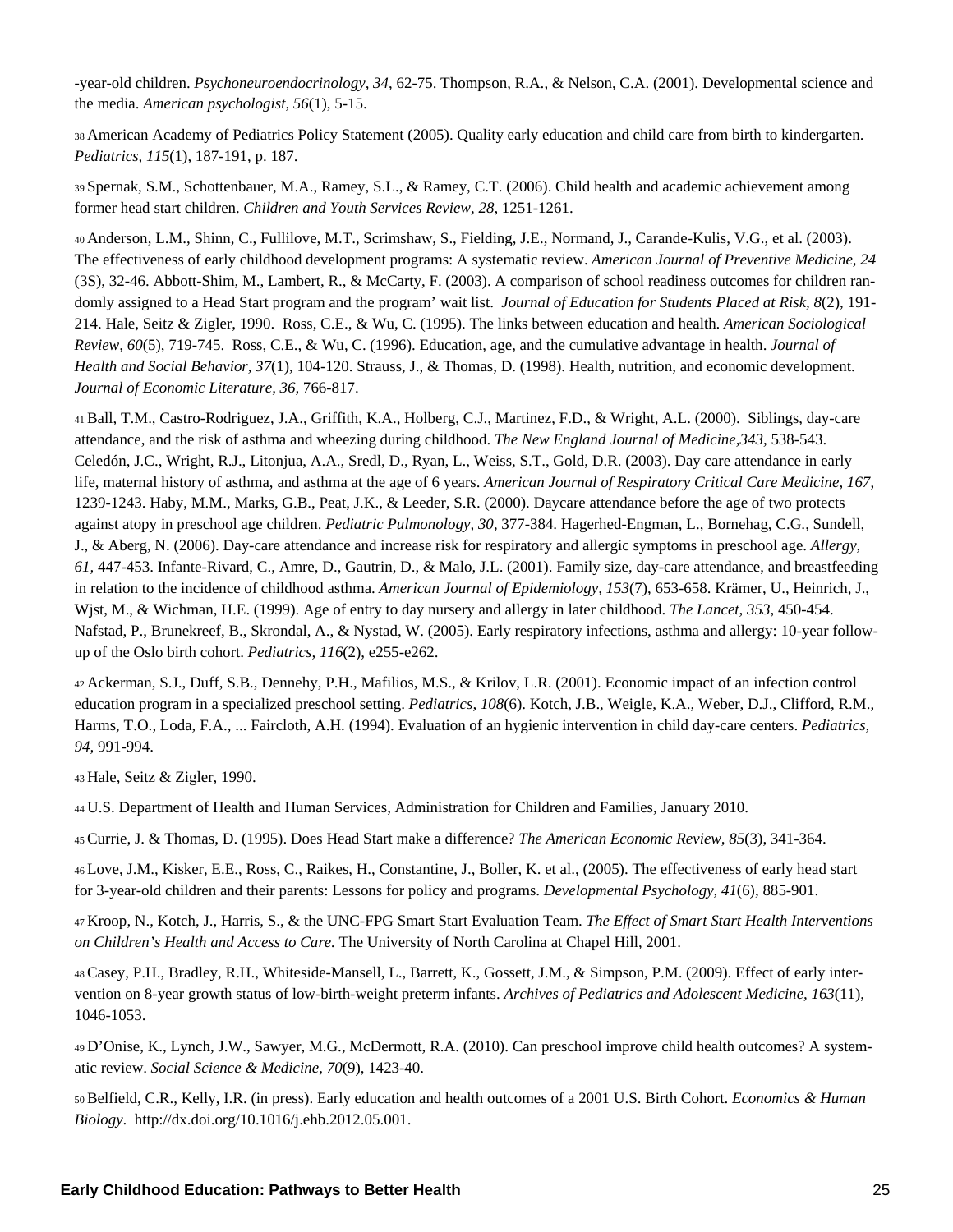-year-old children. *Psychoneuroendocrinology, 34*, 62-75. Thompson, R.A., & Nelson, C.A. (2001). Developmental science and the media. *American psychologist, 56*(1), 5-15.

38 American Academy of Pediatrics Policy Statement (2005). Quality early education and child care from birth to kindergarten. *Pediatrics, 115*(1), 187-191, p. 187.

39 Spernak, S.M., Schottenbauer, M.A., Ramey, S.L., & Ramey, C.T. (2006). Child health and academic achievement among former head start children. *Children and Youth Services Review, 28,* 1251-1261.

40 Anderson, L.M., Shinn, C., Fullilove, M.T., Scrimshaw, S., Fielding, J.E., Normand, J., Carande-Kulis, V.G., et al. (2003). The effectiveness of early childhood development programs: A systematic review. *American Journal of Preventive Medicine, 24* (3S), 32-46. Abbott-Shim, M., Lambert, R., & McCarty, F. (2003). A comparison of school readiness outcomes for children randomly assigned to a Head Start program and the program' wait list. *Journal of Education for Students Placed at Risk, 8*(2), 191-214. Hale, Seitz & Zigler, 1990. Ross, C.E., & Wu, C. (1995). The links between education and health. *American Sociological Review, 60*(5), 719-745. Ross, C.E., & Wu, C. (1996). Education, age, and the cumulative advantage in health. *Journal of Health and Social Behavior, 37*(1), 104-120. Strauss, J., & Thomas, D. (1998). Health, nutrition, and economic development. *Journal of Economic Literature, 36*, 766-817.

41 Ball, T.M., Castro-Rodriguez, J.A., Griffith, K.A., Holberg, C.J., Martinez, F.D., & Wright, A.L. (2000). Siblings, day-care attendance, and the risk of asthma and wheezing during childhood. *The New England Journal of Medicine,343*, 538-543. Celedón, J.C., Wright, R.J., Litonjua, A.A., Sredl, D., Ryan, L., Weiss, S.T., Gold, D.R. (2003). Day care attendance in early life, maternal history of asthma, and asthma at the age of 6 years. *American Journal of Respiratory Critical Care Medicine, 167,* 1239-1243. Haby, M.M., Marks, G.B., Peat, J.K., & Leeder, S.R. (2000). Daycare attendance before the age of two protects against atopy in preschool age children. *Pediatric Pulmonology, 30,* 377-384. Hagerhed-Engman, L., Bornehag, C.G., Sundell, J., & Aberg, N. (2006). Day-care attendance and increase risk for respiratory and allergic symptoms in preschool age. *Allergy, 61,* 447-453. Infante-Rivard, C., Amre, D., Gautrin, D., & Malo, J.L. (2001). Family size, day-care attendance, and breastfeeding in relation to the incidence of childhood asthma. *American Journal of Epidemiology, 153*(7), 653-658. Krämer, U., Heinrich, J., Wjst, M., & Wichman, H.E. (1999). Age of entry to day nursery and allergy in later childhood. *The Lancet, 353,* 450-454. Nafstad, P., Brunekreef, B., Skrondal, A., & Nystad, W. (2005). Early respiratory infections, asthma and allergy: 10-year follow-up of the Oslo birth cohort. *Pediatrics, 116*(2), e255-e262.

42 Ackerman, S.J., Duff, S.B., Dennehy, P.H., Mafilios, M.S., & Krilov, L.R. (2001). Economic impact of an infection control education program in a specialized preschool setting. *Pediatrics, 108*(6). Kotch, J.B., Weigle, K.A., Weber, D.J., Clifford, R.M., Harms, T.O., Loda, F.A., ... Faircloth, A.H. (1994). Evaluation of an hygienic intervention in child day-care centers. *Pediatrics, 94,* 991-994.

43 Hale, Seitz & Zigler, 1990.

44 U.S. Department of Health and Human Services, Administration for Children and Families, January 2010.

45 Currie, J. & Thomas, D. (1995). Does Head Start make a difference? *The American Economic Review, 85*(3), 341-364.

46 Love, J.M., Kisker, E.E., Ross, C., Raikes, H., Constantine, J., Boller, K. et al., (2005). The effectiveness of early head start for 3-year-old children and their parents: Lessons for policy and programs. *Developmental Psychology, 41*(6), 885-901.

47 Kroop, N., Kotch, J., Harris, S., & the UNC-FPG Smart Start Evaluation Team. *The Effect of Smart Start Health Interventions on Children's Health and Access to Care.* The University of North Carolina at Chapel Hill, 2001.

48 Casey, P.H., Bradley, R.H., Whiteside-Mansell, L., Barrett, K., Gossett, J.M., & Simpson, P.M. (2009). Effect of early intervention on 8-year growth status of low-birth-weight preterm infants. *Archives of Pediatrics and Adolescent Medicine, 163*(11), 1046-1053.

49 D'Onise, K., Lynch, J.W., Sawyer, M.G., McDermott, R.A. (2010). Can preschool improve child health outcomes? A systematic review. *Social Science & Medicine, 70*(9), 1423-40.

50 Belfield, C.R., Kelly, I.R. (in press). Early education and health outcomes of a 2001 U.S. Birth Cohort. *Economics & Human Biology*. http://dx.doi.org/10.1016/j.ehb.2012.05.001.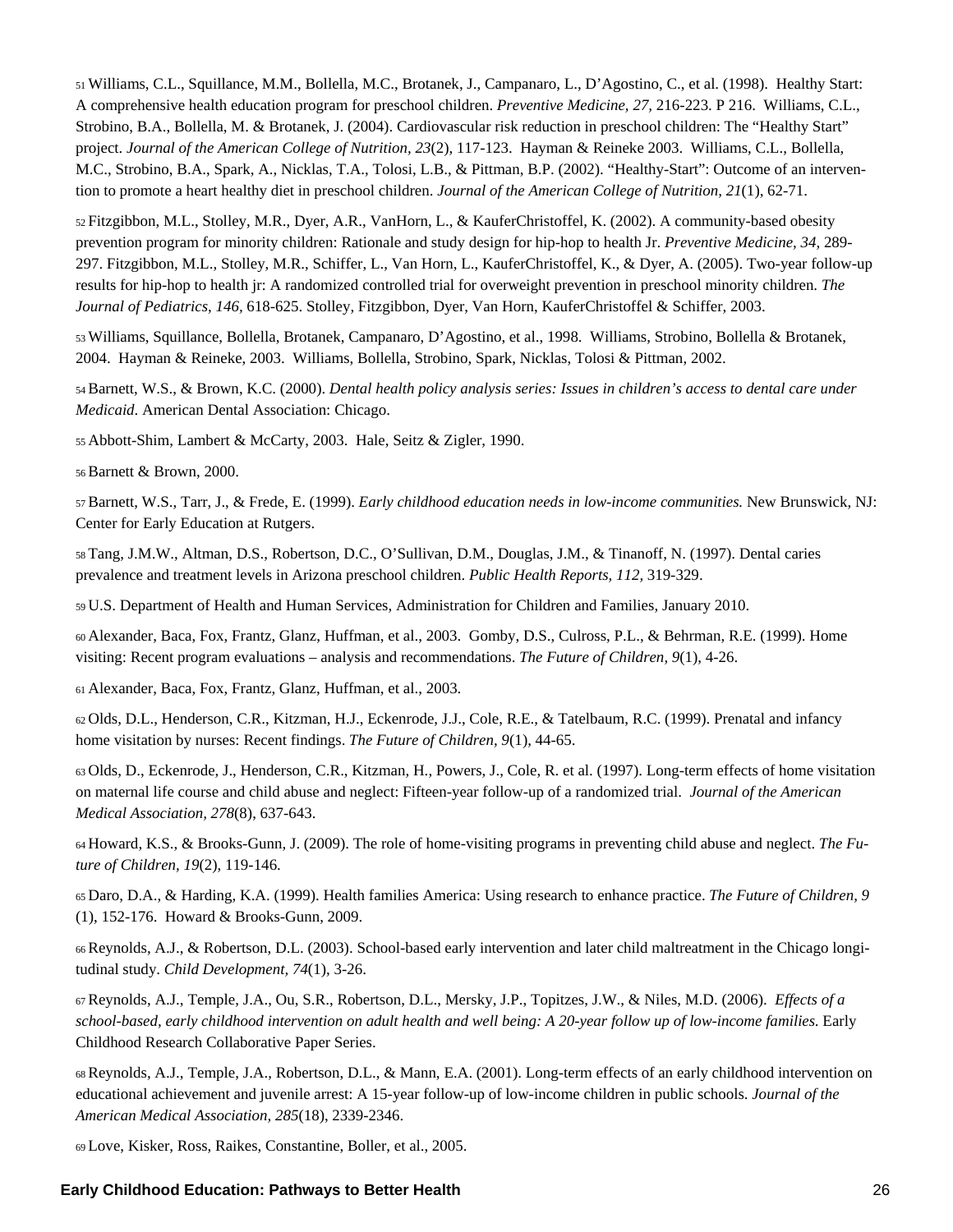[51] Williams, C.L., Squillance, M.M., Bollella, M.C., Brotanek, J., Campanaro, L., D'Agostino, C., et al. (1998). Healthy Start: A comprehensive health education program for preschool children. *Preventive Medicine, 27,* 216-223. P 216. Williams, C.L., Strobino, B.A., Bollella, M. & Brotanek, J. (2004). Cardiovascular risk reduction in preschool children: The "Healthy Start" project. *Journal of the American College of Nutrition, 23*(2), 117-123. Hayman & Reineke 2003. Williams, C.L., Bollella, M.C., Strobino, B.A., Spark, A., Nicklas, T.A., Tolosi, L.B., & Pittman, B.P. (2002). "Healthy-Start": Outcome of an intervention to promote a heart healthy diet in preschool children. *Journal of the American College of Nutrition, 21*(1), 62-71.

[52] Fitzgibbon, M.L., Stolley, M.R., Dyer, A.R., VanHorn, L., & KauferChristoffel, K. (2002). A community-based obesity prevention program for minority children: Rationale and study design for hip-hop to health Jr. *Preventive Medicine, 34,* 289-297. Fitzgibbon, M.L., Stolley, M.R., Schiffer, L., Van Horn, L., KauferChristoffel, K., & Dyer, A. (2005). Two-year follow-up results for hip-hop to health jr: A randomized controlled trial for overweight prevention in preschool minority children. *The Journal of Pediatrics, 146*, 618-625. Stolley, Fitzgibbon, Dyer, Van Horn, KauferChristoffel & Schiffer, 2003.

[53] Williams, Squillance, Bollella, Brotanek, Campanaro, D'Agostino, et al., 1998. Williams, Strobino, Bollella & Brotanek, 2004. Hayman & Reineke, 2003. Williams, Bollella, Strobino, Spark, Nicklas, Tolosi & Pittman, 2002.

[54] Barnett, W.S., & Brown, K.C. (2000). *Dental health policy analysis series: Issues in children's access to dental care under Medicaid*. American Dental Association: Chicago.

[55] Abbott-Shim, Lambert & McCarty, 2003. Hale, Seitz & Zigler, 1990.

[56] Barnett & Brown, 2000.

[57] Barnett, W.S., Tarr, J., & Frede, E. (1999). *Early childhood education needs in low-income communities.* New Brunswick, NJ: Center for Early Education at Rutgers.

[58] Tang, J.M.W., Altman, D.S., Robertson, D.C., O'Sullivan, D.M., Douglas, J.M., & Tinanoff, N. (1997). Dental caries prevalence and treatment levels in Arizona preschool children. *Public Health Reports, 112,* 319-329.

[59] U.S. Department of Health and Human Services, Administration for Children and Families, January 2010.

[60] Alexander, Baca, Fox, Frantz, Glanz, Huffman, et al., 2003. Gomby, D.S., Culross, P.L., & Behrman, R.E. (1999). Home visiting: Recent program evaluations – analysis and recommendations. *The Future of Children, 9*(1), 4-26.

[61] Alexander, Baca, Fox, Frantz, Glanz, Huffman, et al., 2003.

[62] Olds, D.L., Henderson, C.R., Kitzman, H.J., Eckenrode, J.J., Cole, R.E., & Tatelbaum, R.C. (1999). Prenatal and infancy home visitation by nurses: Recent findings. *The Future of Children, 9*(1), 44-65.

[63] Olds, D., Eckenrode, J., Henderson, C.R., Kitzman, H., Powers, J., Cole, R. et al. (1997). Long-term effects of home visitation on maternal life course and child abuse and neglect: Fifteen-year follow-up of a randomized trial. *Journal of the American Medical Association, 278*(8), 637-643.

[64] Howard, K.S., & Brooks-Gunn, J. (2009). The role of home-visiting programs in preventing child abuse and neglect. *The Future of Children, 19*(2), 119-146.

[65] Daro, D.A., & Harding, K.A. (1999). Health families America: Using research to enhance practice. *The Future of Children, 9* (1), 152-176. Howard & Brooks-Gunn, 2009.

[66] Reynolds, A.J., & Robertson, D.L. (2003). School-based early intervention and later child maltreatment in the Chicago longitudinal study. *Child Development, 74*(1), 3-26.

[67] Reynolds, A.J., Temple, J.A., Ou, S.R., Robertson, D.L., Mersky, J.P., Topitzes, J.W., & Niles, M.D. (2006). *Effects of a school-based, early childhood intervention on adult health and well being: A 20-year follow up of low-income families.* Early Childhood Research Collaborative Paper Series.

[68] Reynolds, A.J., Temple, J.A., Robertson, D.L., & Mann, E.A. (2001). Long-term effects of an early childhood intervention on educational achievement and juvenile arrest: A 15-year follow-up of low-income children in public schools. *Journal of the American Medical Association, 285*(18), 2339-2346.

[69] Love, Kisker, Ross, Raikes, Constantine, Boller, et al., 2005.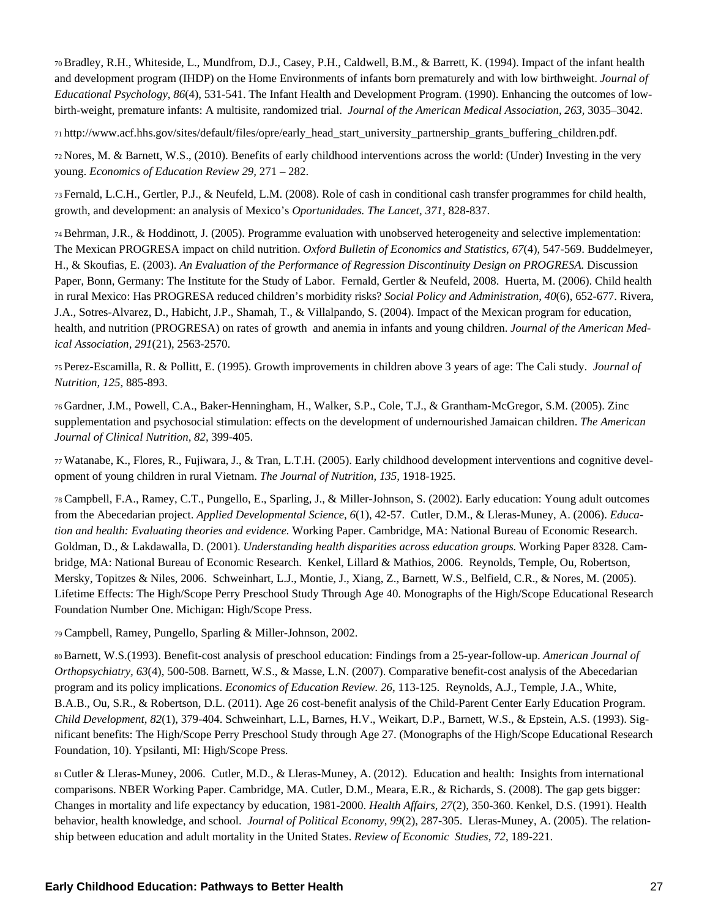[70] Bradley, R.H., Whiteside, L., Mundfrom, D.J., Casey, P.H., Caldwell, B.M., & Barrett, K. (1994). Impact of the infant health and development program (IHDP) on the Home Environments of infants born prematurely and with low birthweight. *Journal of Educational Psychology, 86*(4), 531-541. The Infant Health and Development Program. (1990). Enhancing the outcomes of low-birth-weight, premature infants: A multisite, randomized trial. *Journal of the American Medical Association, 263,* 3035–3042.

[71] http://www.acf.hhs.gov/sites/default/files/opre/early_head_start_university_partnership_grants_buffering_children.pdf.

[72] Nores, M. & Barnett, W.S., (2010). Benefits of early childhood interventions across the world: (Under) Investing in the very young. *Economics of Education Review 29,* 271 – 282.

[73] Fernald, L.C.H., Gertler, P.J., & Neufeld, L.M. (2008). Role of cash in conditional cash transfer programmes for child health, growth, and development: an analysis of Mexico's *Oportunidades. The Lancet, 371,* 828-837.

[74] Behrman, J.R., & Hoddinott, J. (2005). Programme evaluation with unobserved heterogeneity and selective implementation: The Mexican PROGRESA impact on child nutrition. *Oxford Bulletin of Economics and Statistics, 67*(4), 547-569. Buddelmeyer, H., & Skoufias, E. (2003). *An Evaluation of the Performance of Regression Discontinuity Design on PROGRESA.* Discussion Paper, Bonn, Germany: The Institute for the Study of Labor. Fernald, Gertler & Neufeld, 2008. Huerta, M. (2006). Child health in rural Mexico: Has PROGRESA reduced children's morbidity risks? *Social Policy and Administration, 40*(6), 652-677. Rivera, J.A., Sotres-Alvarez, D., Habicht, J.P., Shamah, T., & Villalpando, S. (2004). Impact of the Mexican program for education, health, and nutrition (PROGRESA) on rates of growth and anemia in infants and young children. *Journal of the American Medical Association, 291*(21), 2563-2570.

[75] Perez-Escamilla, R. & Pollitt, E. (1995). Growth improvements in children above 3 years of age: The Cali study. *Journal of Nutrition, 125,* 885-893.

[76] Gardner, J.M., Powell, C.A., Baker-Henningham, H., Walker, S.P., Cole, T.J., & Grantham-McGregor, S.M. (2005). Zinc supplementation and psychosocial stimulation: effects on the development of undernourished Jamaican children. *The American Journal of Clinical Nutrition, 82,* 399-405.

[77] Watanabe, K., Flores, R., Fujiwara, J., & Tran, L.T.H. (2005). Early childhood development interventions and cognitive development of young children in rural Vietnam. *The Journal of Nutrition, 135,* 1918-1925.

[78] Campbell, F.A., Ramey, C.T., Pungello, E., Sparling, J., & Miller-Johnson, S. (2002). Early education: Young adult outcomes from the Abecedarian project. *Applied Developmental Science, 6*(1), 42-57. Cutler, D.M., & Lleras-Muney, A. (2006). *Education and health: Evaluating theories and evidence.* Working Paper. Cambridge, MA: National Bureau of Economic Research. Goldman, D., & Lakdawalla, D. (2001). *Understanding health disparities across education groups.* Working Paper 8328. Cambridge, MA: National Bureau of Economic Research. Kenkel, Lillard & Mathios, 2006. Reynolds, Temple, Ou, Robertson, Mersky, Topitzes & Niles, 2006. Schweinhart, L.J., Montie, J., Xiang, Z., Barnett, W.S., Belfield, C.R., & Nores, M. (2005). Lifetime Effects: The High/Scope Perry Preschool Study Through Age 40. Monographs of the High/Scope Educational Research Foundation Number One. Michigan: High/Scope Press.

[79] Campbell, Ramey, Pungello, Sparling & Miller-Johnson, 2002.

[80] Barnett, W.S.(1993). Benefit-cost analysis of preschool education: Findings from a 25-year-follow-up. *American Journal of Orthopsychiatry, 63*(4), 500-508. Barnett, W.S., & Masse, L.N. (2007). Comparative benefit-cost analysis of the Abecedarian program and its policy implications. *Economics of Education Review. 26,* 113-125. Reynolds, A.J., Temple, J.A., White, B.A.B., Ou, S.R., & Robertson, D.L. (2011). Age 26 cost-benefit analysis of the Child-Parent Center Early Education Program. *Child Development, 82*(1), 379-404. Schweinhart, L.L, Barnes, H.V., Weikart, D.P., Barnett, W.S., & Epstein, A.S. (1993). Significant benefits: The High/Scope Perry Preschool Study through Age 27. (Monographs of the High/Scope Educational Research Foundation, 10). Ypsilanti, MI: High/Scope Press.

[81] Cutler & Lleras-Muney, 2006. Cutler, M.D., & Lleras-Muney, A. (2012). Education and health: Insights from international comparisons. NBER Working Paper. Cambridge, MA. Cutler, D.M., Meara, E.R., & Richards, S. (2008). The gap gets bigger: Changes in mortality and life expectancy by education, 1981-2000. *Health Affairs, 27*(2), 350-360. Kenkel, D.S. (1991). Health behavior, health knowledge, and school. *Journal of Political Economy, 99*(2), 287-305. Lleras-Muney, A. (2005). The relationship between education and adult mortality in the United States. *Review of Economic Studies, 72,* 189-221.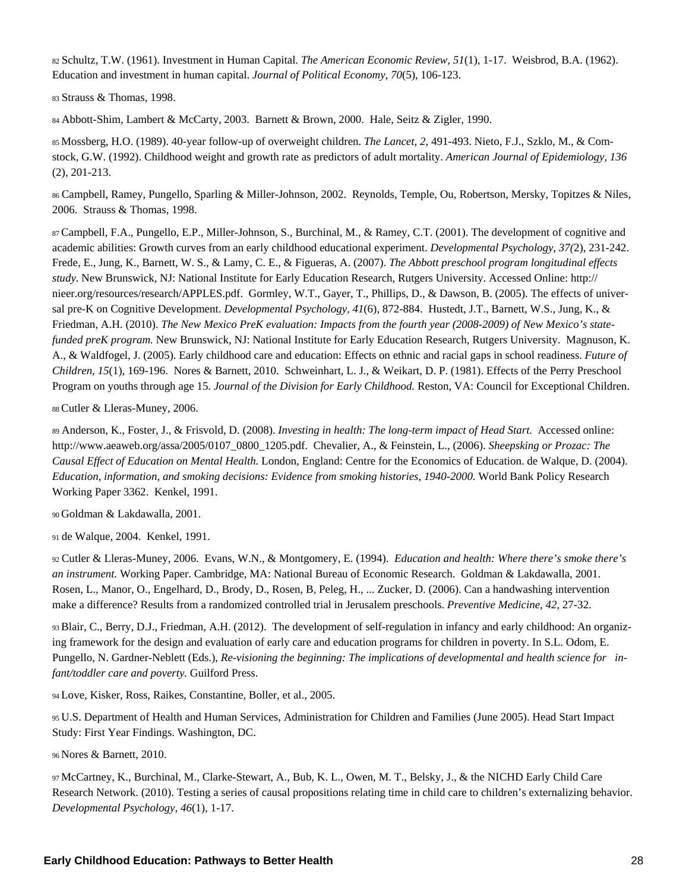[82] Schultz, T.W. (1961). Investment in Human Capital. *The American Economic Review, 51*(1), 1-17. Weisbrod, B.A. (1962). Education and investment in human capital. *Journal of Political Economy, 70*(5), 106-123.

[83] Strauss & Thomas, 1998.

[84] Abbott-Shim, Lambert & McCarty, 2003. Barnett & Brown, 2000. Hale, Seitz & Zigler, 1990.

[85] Mossberg, H.O. (1989). 40-year follow-up of overweight children. *The Lancet, 2,* 491-493. Nieto, F.J., Szklo, M., & Comstock, G.W. (1992). Childhood weight and growth rate as predictors of adult mortality. *American Journal of Epidemiology, 136* (2), 201-213.

[86] Campbell, Ramey, Pungello, Sparling & Miller-Johnson, 2002. Reynolds, Temple, Ou, Robertson, Mersky, Topitzes & Niles, 2006. Strauss & Thomas, 1998.

[87] Campbell, F.A., Pungello, E.P., Miller-Johnson, S., Burchinal, M., & Ramey, C.T. (2001). The development of cognitive and academic abilities: Growth curves from an early childhood educational experiment. *Developmental Psychology, 37(*2), 231-242. Frede, E., Jung, K., Barnett, W. S., & Lamy, C. E., & Figueras, A. (2007). *The Abbott preschool program longitudinal effects study*. New Brunswick, NJ: National Institute for Early Education Research, Rutgers University. Accessed Online: http://nieer.org/resources/research/APPLES.pdf. Gormley, W.T., Gayer, T., Phillips, D., & Dawson, B. (2005). The effects of universal pre-K on Cognitive Development. *Developmental Psychology, 41*(6), 872-884. Hustedt, J.T., Barnett, W.S., Jung, K., & Friedman, A.H. (2010). *The New Mexico PreK evaluation: Impacts from the fourth year (2008-2009) of New Mexico's state-funded preK program.* New Brunswick, NJ: National Institute for Early Education Research, Rutgers University. Magnuson, K. A., & Waldfogel, J. (2005). Early childhood care and education: Effects on ethnic and racial gaps in school readiness. *Future of Children, 15*(1), 169-196. Nores & Barnett, 2010. Schweinhart, L. J., & Weikart, D. P. (1981). Effects of the Perry Preschool Program on youths through age 15. *Journal of the Division for Early Childhood.* Reston, VA: Council for Exceptional Children.

[88] Cutler & Lleras-Muney, 2006.

[89] Anderson, K., Foster, J., & Frisvold, D. (2008). *Investing in health: The long-term impact of Head Start.* Accessed online: http://www.aeaweb.org/assa/2005/0107_0800_1205.pdf. Chevalier, A., & Feinstein, L., (2006). *Sheepsking or Prozac: The Causal Effect of Education on Mental Health.* London, England: Centre for the Economics of Education. de Walque, D. (2004). *Education, information, and smoking decisions: Evidence from smoking histories, 1940-2000.* World Bank Policy Research Working Paper 3362. Kenkel, 1991.

[90] Goldman & Lakdawalla, 2001.

[91] de Walque, 2004. Kenkel, 1991.

[92] Cutler & Lleras-Muney, 2006. Evans, W.N., & Montgomery, E. (1994). *Education and health: Where there's smoke there's an instrument.* Working Paper. Cambridge, MA: National Bureau of Economic Research. Goldman & Lakdawalla, 2001. Rosen, L., Manor, O., Engelhard, D., Brody, D., Rosen, B, Peleg, H., ... Zucker, D. (2006). Can a handwashing intervention make a difference? Results from a randomized controlled trial in Jerusalem preschools. *Preventive Medicine, 42*, 27-32.

[93] Blair, C., Berry, D.J., Friedman, A.H. (2012). The development of self-regulation in infancy and early childhood: An organizing framework for the design and evaluation of early care and education programs for children in poverty. In S.L. Odom, E. Pungello, N. Gardner-Neblett (Eds.), *Re-visioning the beginning: The implications of developmental and health science for infant/toddler care and poverty.* Guilford Press.

[94] Love, Kisker, Ross, Raikes, Constantine, Boller, et al., 2005.

[95] U.S. Department of Health and Human Services, Administration for Children and Families (June 2005). Head Start Impact Study: First Year Findings. Washington, DC.

[96] Nores & Barnett, 2010.

[97] McCartney, K., Burchinal, M., Clarke-Stewart, A., Bub, K. L., Owen, M. T., Belsky, J., & the NICHD Early Child Care Research Network. (2010). Testing a series of causal propositions relating time in child care to children's externalizing behavior. *Developmental Psychology, 46*(1), 1-17.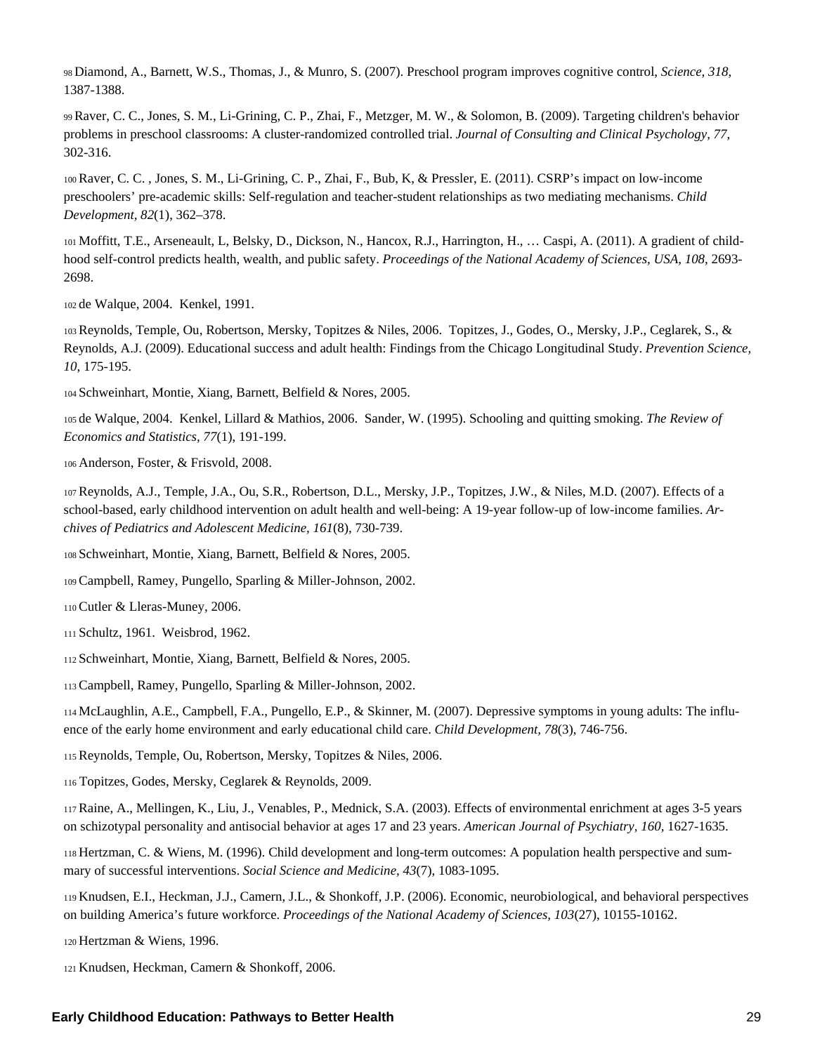[98] Diamond, A., Barnett, W.S., Thomas, J., & Munro, S. (2007). Preschool program improves cognitive control, *Science, 318*, 1387-1388.

[99] Raver, C. C., Jones, S. M., Li-Grining, C. P., Zhai, F., Metzger, M. W., & Solomon, B. (2009). Targeting children's behavior problems in preschool classrooms: A cluster-randomized controlled trial. *Journal of Consulting and Clinical Psychology, 77*, 302-316.

[100] Raver, C. C. , Jones, S. M., Li-Grining, C. P., Zhai, F., Bub, K, & Pressler, E. (2011). CSRP's impact on low-income preschoolers' pre-academic skills: Self-regulation and teacher-student relationships as two mediating mechanisms. *Child Development, 82*(1), 362–378.

[101] Moffitt, T.E., Arseneault, L, Belsky, D., Dickson, N., Hancox, R.J., Harrington, H., … Caspi, A. (2011). A gradient of child-hood self-control predicts health, wealth, and public safety. *Proceedings of the National Academy of Sciences, USA, 108*, 2693-2698.

[102] de Walque, 2004. Kenkel, 1991.

[103] Reynolds, Temple, Ou, Robertson, Mersky, Topitzes & Niles, 2006. Topitzes, J., Godes, O., Mersky, J.P., Ceglarek, S., & Reynolds, A.J. (2009). Educational success and adult health: Findings from the Chicago Longitudinal Study. *Prevention Science, 10*, 175-195.

[104] Schweinhart, Montie, Xiang, Barnett, Belfield & Nores, 2005.

[105] de Walque, 2004. Kenkel, Lillard & Mathios, 2006. Sander, W. (1995). Schooling and quitting smoking. *The Review of Economics and Statistics, 77*(1), 191-199.

[106] Anderson, Foster, & Frisvold, 2008.

[107] Reynolds, A.J., Temple, J.A., Ou, S.R., Robertson, D.L., Mersky, J.P., Topitzes, J.W., & Niles, M.D. (2007). Effects of a school-based, early childhood intervention on adult health and well-being: A 19-year follow-up of low-income families. *Archives of Pediatrics and Adolescent Medicine, 161*(8), 730-739.

[108] Schweinhart, Montie, Xiang, Barnett, Belfield & Nores, 2005.

[109] Campbell, Ramey, Pungello, Sparling & Miller-Johnson, 2002.

[110] Cutler & Lleras-Muney, 2006.

[111] Schultz, 1961. Weisbrod, 1962.

[112] Schweinhart, Montie, Xiang, Barnett, Belfield & Nores, 2005.

[113] Campbell, Ramey, Pungello, Sparling & Miller-Johnson, 2002.

[114] McLaughlin, A.E., Campbell, F.A., Pungello, E.P., & Skinner, M. (2007). Depressive symptoms in young adults: The influence of the early home environment and early educational child care. *Child Development, 78*(3), 746-756.

[115] Reynolds, Temple, Ou, Robertson, Mersky, Topitzes & Niles, 2006.

[116] Topitzes, Godes, Mersky, Ceglarek & Reynolds, 2009.

[117] Raine, A., Mellingen, K., Liu, J., Venables, P., Mednick, S.A. (2003). Effects of environmental enrichment at ages 3-5 years on schizotypal personality and antisocial behavior at ages 17 and 23 years. *American Journal of Psychiatry, 160*, 1627-1635.

[118] Hertzman, C. & Wiens, M. (1996). Child development and long-term outcomes: A population health perspective and summary of successful interventions. *Social Science and Medicine, 43*(7), 1083-1095.

[119] Knudsen, E.I., Heckman, J.J., Camern, J.L., & Shonkoff, J.P. (2006). Economic, neurobiological, and behavioral perspectives on building America's future workforce. *Proceedings of the National Academy of Sciences, 103*(27), 10155-10162.

[120] Hertzman & Wiens, 1996.

[121] Knudsen, Heckman, Camern & Shonkoff, 2006.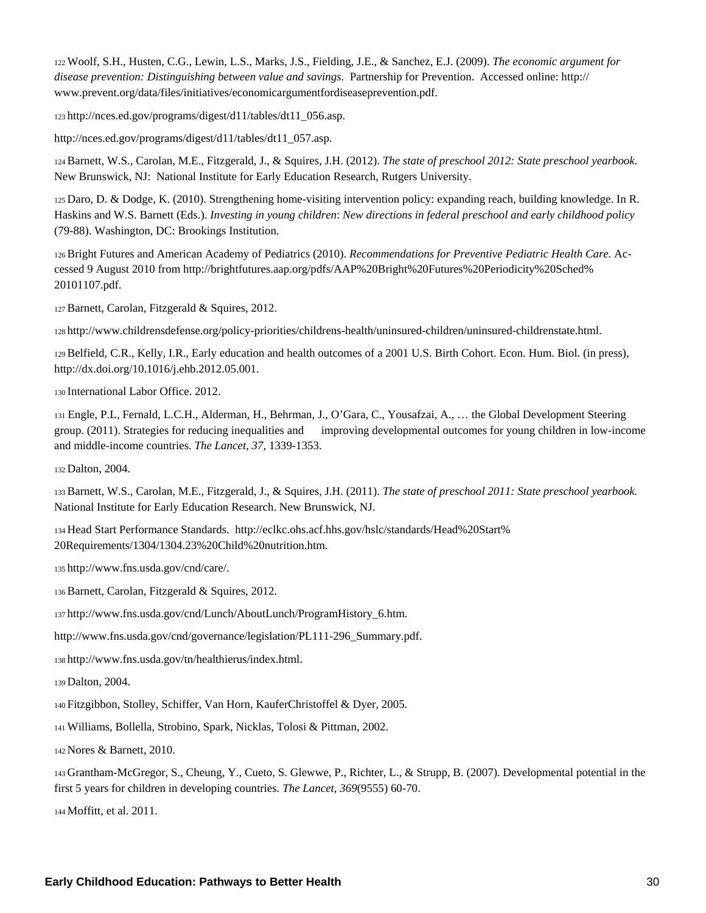[122] Woolf, S.H., Husten, C.G., Lewin, L.S., Marks, J.S., Fielding, J.E., & Sanchez, E.J. (2009). *The economic argument for disease prevention: Distinguishing between value and savings*. Partnership for Prevention. Accessed online: http://www.prevent.org/data/files/initiatives/economicargumentfordiseaseprevention.pdf.

[123] http://nces.ed.gov/programs/digest/d11/tables/dt11_056.asp.

http://nces.ed.gov/programs/digest/d11/tables/dt11_057.asp.

[124] Barnett, W.S., Carolan, M.E., Fitzgerald, J., & Squires, J.H. (2012). *The state of preschool 2012: State preschool yearbook.* New Brunswick, NJ: National Institute for Early Education Research, Rutgers University.

[125] Daro, D. & Dodge, K. (2010). Strengthening home-visiting intervention policy: expanding reach, building knowledge. In R. Haskins and W.S. Barnett (Eds.). *Investing in young children*: *New directions in federal preschool and early childhood policy* (79-88). Washington, DC: Brookings Institution.

[126] Bright Futures and American Academy of Pediatrics (2010). *Recommendations for Preventive Pediatric Health Care.* Accessed 9 August 2010 from http://brightfutures.aap.org/pdfs/AAP%20Bright%20Futures%20Periodicity%20Sched%20101107.pdf.

[127] Barnett, Carolan, Fitzgerald & Squires, 2012.

[128] http://www.childrensdefense.org/policy-priorities/childrens-health/uninsured-children/uninsured-childrenstate.html.

[129] Belfield, C.R., Kelly, I.R., Early education and health outcomes of a 2001 U.S. Birth Cohort. Econ. Hum. Biol. (in press), http://dx.doi.org/10.1016/j.ehb.2012.05.001.

[130] International Labor Office. 2012.

[131] Engle, P.L, Fernald, L.C.H., Alderman, H., Behrman, J., O'Gara, C., Yousafzai, A., … the Global Development Steering group. (2011). Strategies for reducing inequalities and improving developmental outcomes for young children in low-income and middle-income countries. *The Lancet, 37*, 1339-1353.

[132] Dalton, 2004.

[133] Barnett, W.S., Carolan, M.E., Fitzgerald, J., & Squires, J.H. (2011). *The state of preschool 2011: State preschool yearbook.* National Institute for Early Education Research. New Brunswick, NJ.

[134] Head Start Performance Standards. http://eclkc.ohs.acf.hhs.gov/hslc/standards/Head%20Start%20Requirements/1304/1304.23%20Child%20nutrition.htm.

[135] http://www.fns.usda.gov/cnd/care/.

[136] Barnett, Carolan, Fitzgerald & Squires, 2012.

[137] http://www.fns.usda.gov/cnd/Lunch/AboutLunch/ProgramHistory_6.htm.

http://www.fns.usda.gov/cnd/governance/legislation/PL111-296_Summary.pdf.

[138] http://www.fns.usda.gov/tn/healthierus/index.html.

[139] Dalton, 2004.

[140] Fitzgibbon, Stolley, Schiffer, Van Horn, KauferChristoffel & Dyer, 2005.

[141] Williams, Bollella, Strobino, Spark, Nicklas, Tolosi & Pittman, 2002.

[142] Nores & Barnett, 2010.

[143] Grantham-McGregor, S., Cheung, Y., Cueto, S. Glewwe, P., Richter, L., & Strupp, B. (2007). Developmental potential in the first 5 years for children in developing countries. *The Lancet, 369*(9555) 60-70.

[144] Moffitt, et al. 2011.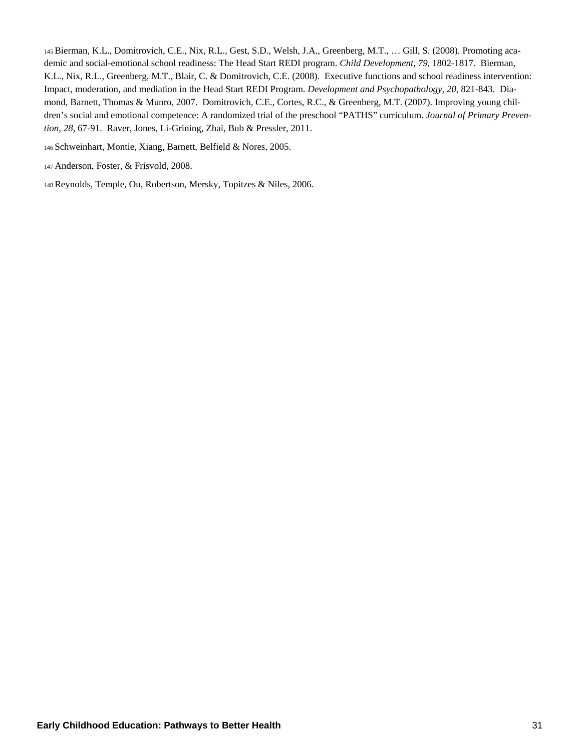[145] Bierman, K.L., Domitrovich, C.E., Nix, R.L., Gest, S.D., Welsh, J.A., Greenberg, M.T., … Gill, S. (2008). Promoting academic and social-emotional school readiness: The Head Start REDI program. *Child Development, 79*, 1802-1817. Bierman, K.L., Nix, R.L., Greenberg, M.T., Blair, C. & Domitrovich, C.E. (2008). Executive functions and school readiness intervention: Impact, moderation, and mediation in the Head Start REDI Program. *Development and Psychopathology, 20*, 821-843. Diamond, Barnett, Thomas & Munro, 2007. Domitrovich, C.E., Cortes, R.C., & Greenberg, M.T. (2007). Improving young children's social and emotional competence: A randomized trial of the preschool "PATHS" curriculum. *Journal of Primary Prevention, 28*, 67-91. Raver, Jones, Li-Grining, Zhai, Bub & Pressler, 2011.

[146] Schweinhart, Montie, Xiang, Barnett, Belfield & Nores, 2005.

[147] Anderson, Foster, & Frisvold, 2008.

[148] Reynolds, Temple, Ou, Robertson, Mersky, Topitzes & Niles, 2006.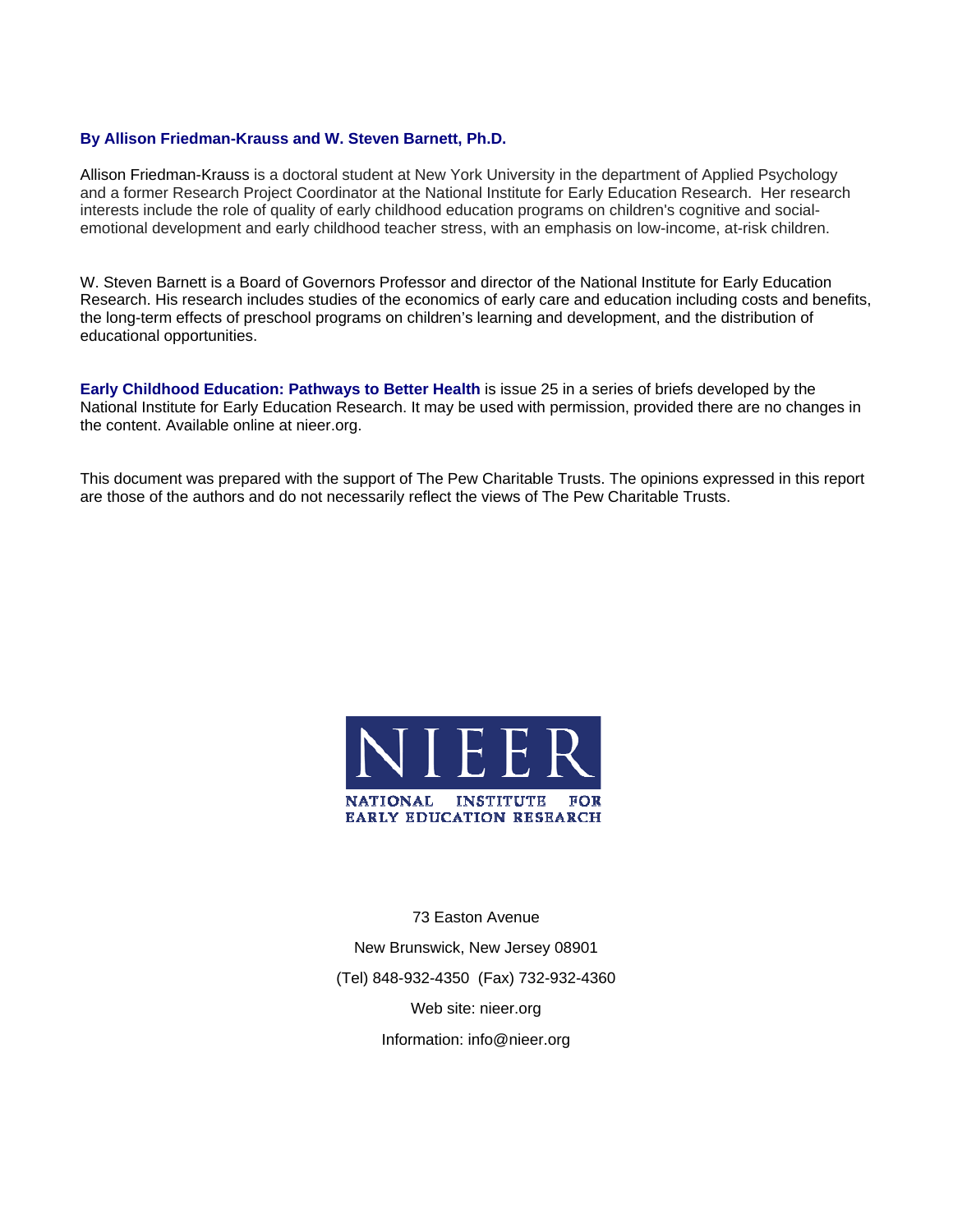**By Allison Friedman-Krauss and W. Steven Barnett, Ph.D.**

Allison Friedman-Krauss is a doctoral student at New York University in the department of Applied Psychology and a former Research Project Coordinator at the National Institute for Early Education Research. Her research interests include the role of quality of early childhood education programs on children's cognitive and social-emotional development and early childhood teacher stress, with an emphasis on low-income, at-risk children.

W. Steven Barnett is a Board of Governors Professor and director of the National Institute for Early Education Research. His research includes studies of the economics of early care and education including costs and benefits, the long-term effects of preschool programs on children's learning and development, and the distribution of educational opportunities.

**Early Childhood Education: Pathways to Better Health** is issue 25 in a series of briefs developed by the National Institute for Early Education Research. It may be used with permission, provided there are no changes in the content. Available online at nieer.org.

This document was prepared with the support of The Pew Charitable Trusts. The opinions expressed in this report are those of the authors and do not necessarily reflect the views of The Pew Charitable Trusts.

NIEER

NATIONAL INSTITUTE FOR EARLY EDUCATION RESEARCH

73 Easton Avenue

New Brunswick, New Jersey 08901

(Tel) 848-932-4350 (Fax) 732-932-4360

Web site: nieer.org

Information: info@nieer.org